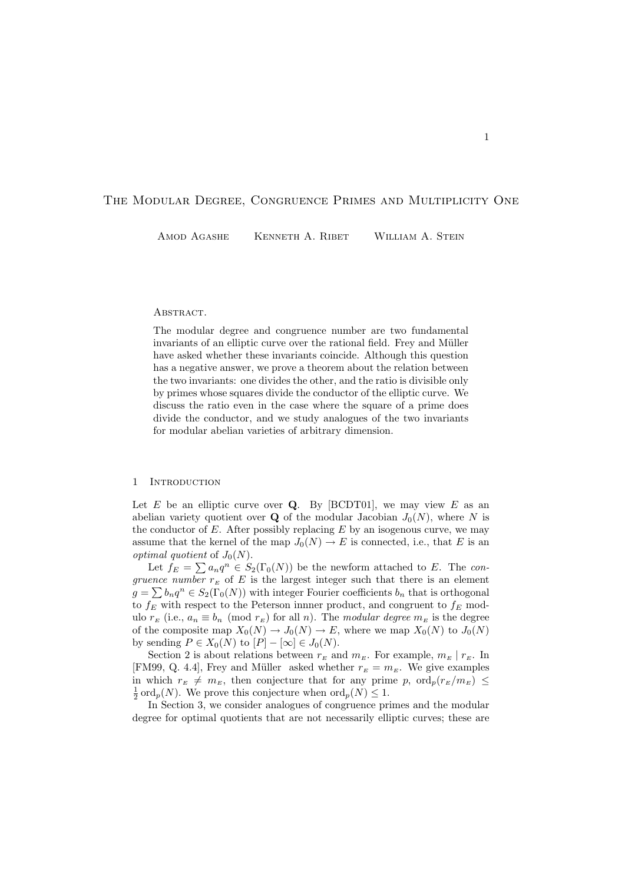# The Modular Degree, Congruence Primes and Multiplicity One

Amod Agashe  Kenneth A. Ribet  William A. Stein

Abstract.

The modular degree and congruence number are two fundamental invariants of an elliptic curve over the rational field. Frey and Müller have asked whether these invariants coincide. Although this question has a negative answer, we prove a theorem about the relation between the two invariants: one divides the other, and the ratio is divisible only by primes whose squares divide the conductor of the elliptic curve. We discuss the ratio even in the case where the square of a prime does divide the conductor, and we study analogues of the two invariants for modular abelian varieties of arbitrary dimension.

## 1 Introduction

Let $E$ be an elliptic curve over $\mathbf{Q}$. By [BCDT01], we may view $E$ as an abelian variety quotient over $\mathbf{Q}$ of the modular Jacobian $J_0(N)$, where $N$ is the conductor of $E$. After possibly replacing $E$ by an isogenous curve, we may assume that the kernel of the map $J_0(N) \to E$ is connected, i.e., that $E$ is an *optimal quotient* of $J_0(N)$.

Let $f_E = \sum a_n q^n \in S_2(\Gamma_0(N))$ be the newform attached to $E$. The *congruence number* $r_E$ of $E$ is the largest integer such that there is an element $g = \sum b_n q^n \in S_2(\Gamma_0(N))$ with integer Fourier coefficients $b_n$ that is orthogonal to $f_E$ with respect to the Peterson innner product, and congruent to $f_E$ modulo $r_E$ (i.e., $a_n \equiv b_n \pmod{r_E}$ for all $n$). The *modular degree* $m_E$ is the degree of the composite map $X_0(N) \to J_0(N) \to E$, where we map $X_0(N)$ to $J_0(N)$ by sending $P \in X_0(N)$ to $[P] - [\infty] \in J_0(N)$.

Section 2 is about relations between $r_E$ and $m_E$. For example, $m_E \mid r_E$. In [FM99, Q. 4.4], Frey and Müller asked whether $r_E = m_E$. We give examples in which $r_E \neq m_E$, then conjecture that for any prime $p$, $\mathrm{ord}_p(r_E/m_E) \leq \frac{1}{2}\mathrm{ord}_p(N)$. We prove this conjecture when $\mathrm{ord}_p(N) \leq 1$.

In Section 3, we consider analogues of congruence primes and the modular degree for optimal quotients that are not necessarily elliptic curves; these are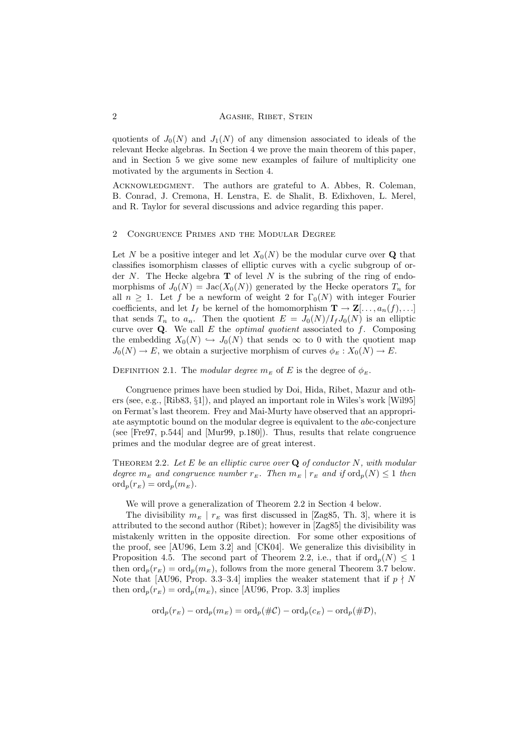quotients of $J_0(N)$ and $J_1(N)$ of any dimension associated to ideals of the relevant Hecke algebras. In Section 4 we prove the main theorem of this paper, and in Section 5 we give some new examples of failure of multiplicity one motivated by the arguments in Section 4.

ACKNOWLEDGMENT. The authors are grateful to A. Abbes, R. Coleman, B. Conrad, J. Cremona, H. Lenstra, E. de Shalit, B. Edixhoven, L. Merel, and R. Taylor for several discussions and advice regarding this paper.

## 2 Congruence Primes and the Modular Degree

Let $N$ be a positive integer and let $X_0(N)$ be the modular curve over $\mathbf{Q}$ that classifies isomorphism classes of elliptic curves with a cyclic subgroup of order $N$. The Hecke algebra $\mathbf{T}$ of level $N$ is the subring of the ring of endomorphisms of $J_0(N) = \mathrm{Jac}(X_0(N))$ generated by the Hecke operators $T_n$ for all $n \geq 1$. Let $f$ be a newform of weight 2 for $\Gamma_0(N)$ with integer Fourier coefficients, and let $I_f$ be kernel of the homomorphism $\mathbf{T} \to \mathbf{Z}[\ldots, a_n(f), \ldots]$ that sends $T_n$ to $a_n$. Then the quotient $E = J_0(N)/I_f J_0(N)$ is an elliptic curve over $\mathbf{Q}$. We call $E$ the *optimal quotient* associated to $f$. Composing the embedding $X_0(N) \hookrightarrow J_0(N)$ that sends $\infty$ to 0 with the quotient map $J_0(N) \to E$, we obtain a surjective morphism of curves $\phi_E : X_0(N) \to E$.

DEFINITION 2.1. The *modular degree* $m_E$ of $E$ is the degree of $\phi_E$.

Congruence primes have been studied by Doi, Hida, Ribet, Mazur and others (see, e.g., [Rib83, §1]), and played an important role in Wiles's work [Wil95] on Fermat's last theorem. Frey and Mai-Murty have observed that an appropriate asymptotic bound on the modular degree is equivalent to the *abc*-conjecture (see [Fre97, p.544] and [Mur99, p.180]). Thus, results that relate congruence primes and the modular degree are of great interest.

THEOREM 2.2. *Let $E$ be an elliptic curve over $\mathbf{Q}$ of conductor $N$, with modular degree $m_E$ and congruence number $r_E$. Then $m_E \mid r_E$ and if $\mathrm{ord}_p(N) \leq 1$ then $\mathrm{ord}_p(r_E) = \mathrm{ord}_p(m_E)$.*

We will prove a generalization of Theorem 2.2 in Section 4 below.

The divisibility $m_E \mid r_E$ was first discussed in [Zag85, Th. 3], where it is attributed to the second author (Ribet); however in [Zag85] the divisibility was mistakenly written in the opposite direction. For some other expositions of the proof, see [AU96, Lem 3.2] and [CK04]. We generalize this divisibility in Proposition 4.5. The second part of Theorem 2.2, i.e., that if $\mathrm{ord}_p(N) \leq 1$ then $\mathrm{ord}_p(r_E) = \mathrm{ord}_p(m_E)$, follows from the more general Theorem 3.7 below. Note that [AU96, Prop. 3.3–3.4] implies the weaker statement that if $p \nmid N$ then $\mathrm{ord}_p(r_E) = \mathrm{ord}_p(m_E)$, since [AU96, Prop. 3.3] implies

$$\mathrm{ord}_p(r_E) - \mathrm{ord}_p(m_E) = \mathrm{ord}_p(\#\mathcal{C}) - \mathrm{ord}_p(c_E) - \mathrm{ord}_p(\#\mathcal{D}),$$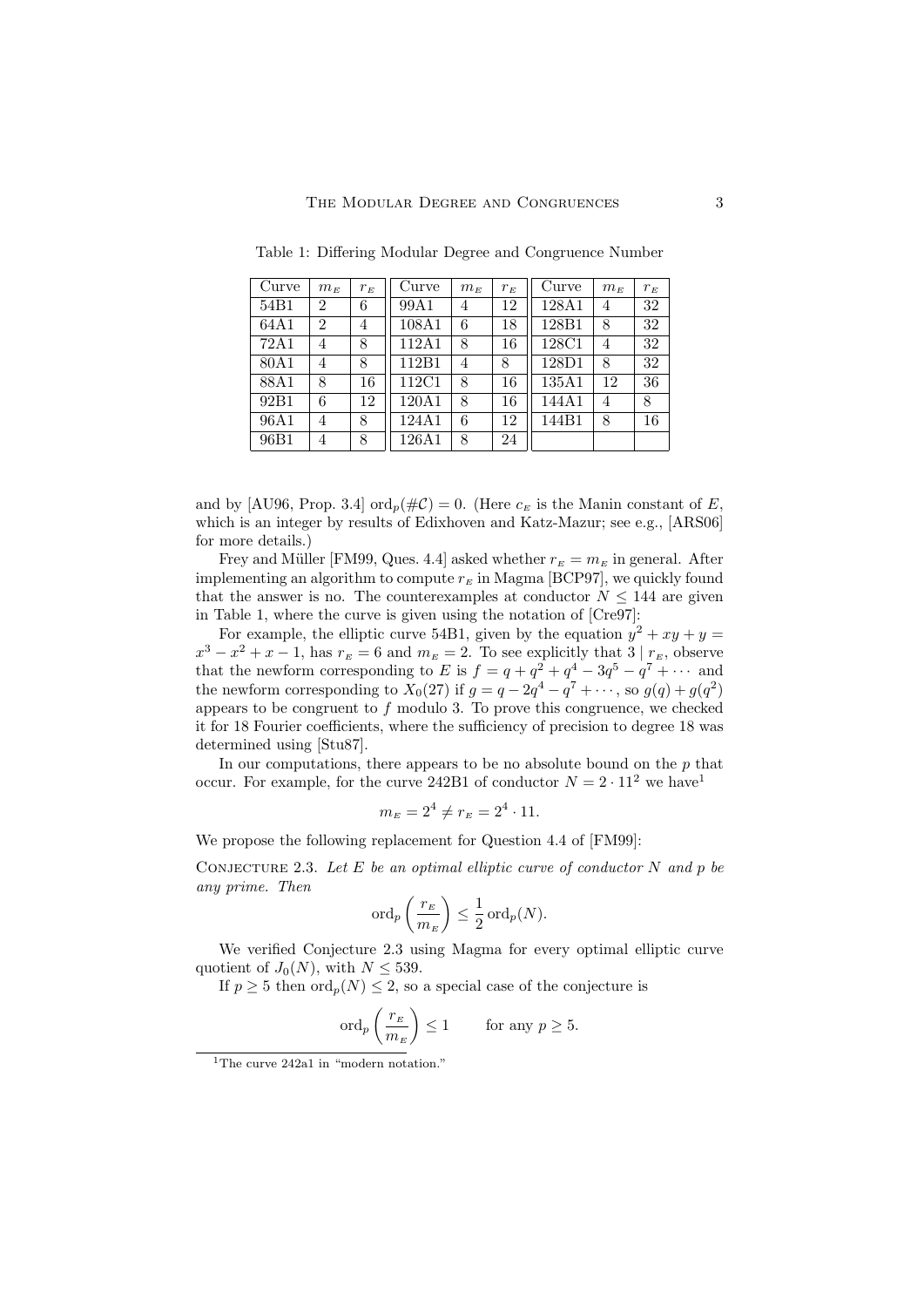Table 1: Differing Modular Degree and Congruence Number

| Curve | $m_E$ | $r_E$ | Curve | $m_E$ | $r_E$ | Curve | $m_E$ | $r_E$ |
|---|---|---|---|---|---|---|---|---|
| 54B1 | 2 | 6 | 99A1 | 4 | 12 | 128A1 | 4 | 32 |
| 64A1 | 2 | 4 | 108A1 | 6 | 18 | 128B1 | 8 | 32 |
| 72A1 | 4 | 8 | 112A1 | 8 | 16 | 128C1 | 4 | 32 |
| 80A1 | 4 | 8 | 112B1 | 4 | 8 | 128D1 | 8 | 32 |
| 88A1 | 8 | 16 | 112C1 | 8 | 16 | 135A1 | 12 | 36 |
| 92B1 | 6 | 12 | 120A1 | 8 | 16 | 144A1 | 4 | 8 |
| 96A1 | 4 | 8 | 124A1 | 6 | 12 | 144B1 | 8 | 16 |
| 96B1 | 4 | 8 | 126A1 | 8 | 24 | | | |

and by [AU96, Prop. 3.4] $\operatorname{ord}_p(\#\mathcal{C}) = 0$. (Here $c_E$ is the Manin constant of $E$, which is an integer by results of Edixhoven and Katz-Mazur; see e.g., [ARS06] for more details.)

Frey and Müller [FM99, Ques. 4.4] asked whether $r_E = m_E$ in general. After implementing an algorithm to compute $r_E$ in Magma [BCP97], we quickly found that the answer is no. The counterexamples at conductor $N \leq 144$ are given in Table 1, where the curve is given using the notation of [Cre97]:

For example, the elliptic curve 54B1, given by the equation $y^2 + xy + y = x^3 - x^2 + x - 1$, has $r_E = 6$ and $m_E = 2$. To see explicitly that $3 \mid r_E$, observe that the newform corresponding to $E$ is $f = q + q^2 + q^4 - 3q^5 - q^7 + \cdots$ and the newform corresponding to $X_0(27)$ if $g = q - 2q^4 - q^7 + \cdots$, so $g(q) + g(q^2)$ appears to be congruent to $f$ modulo 3. To prove this congruence, we checked it for 18 Fourier coefficients, where the sufficiency of precision to degree 18 was determined using [Stu87].

In our computations, there appears to be no absolute bound on the $p$ that occur. For example, for the curve 242B1 of conductor $N = 2 \cdot 11^2$ we have[1]

$$m_E = 2^4 \neq r_E = 2^4 \cdot 11.$$

We propose the following replacement for Question 4.4 of [FM99]:

Conjecture 2.3. *Let $E$ be an optimal elliptic curve of conductor $N$ and $p$ be any prime. Then*

$$\operatorname{ord}_p\left(\frac{r_E}{m_E}\right) \leq \frac{1}{2}\operatorname{ord}_p(N).$$

We verified Conjecture 2.3 using Magma for every optimal elliptic curve quotient of $J_0(N)$, with $N \leq 539$.

If $p \geq 5$ then $\operatorname{ord}_p(N) \leq 2$, so a special case of the conjecture is

$$\operatorname{ord}_p\left(\frac{r_E}{m_E}\right) \leq 1 \qquad \text{for any } p \geq 5.$$

[1] The curve 242a1 in "modern notation."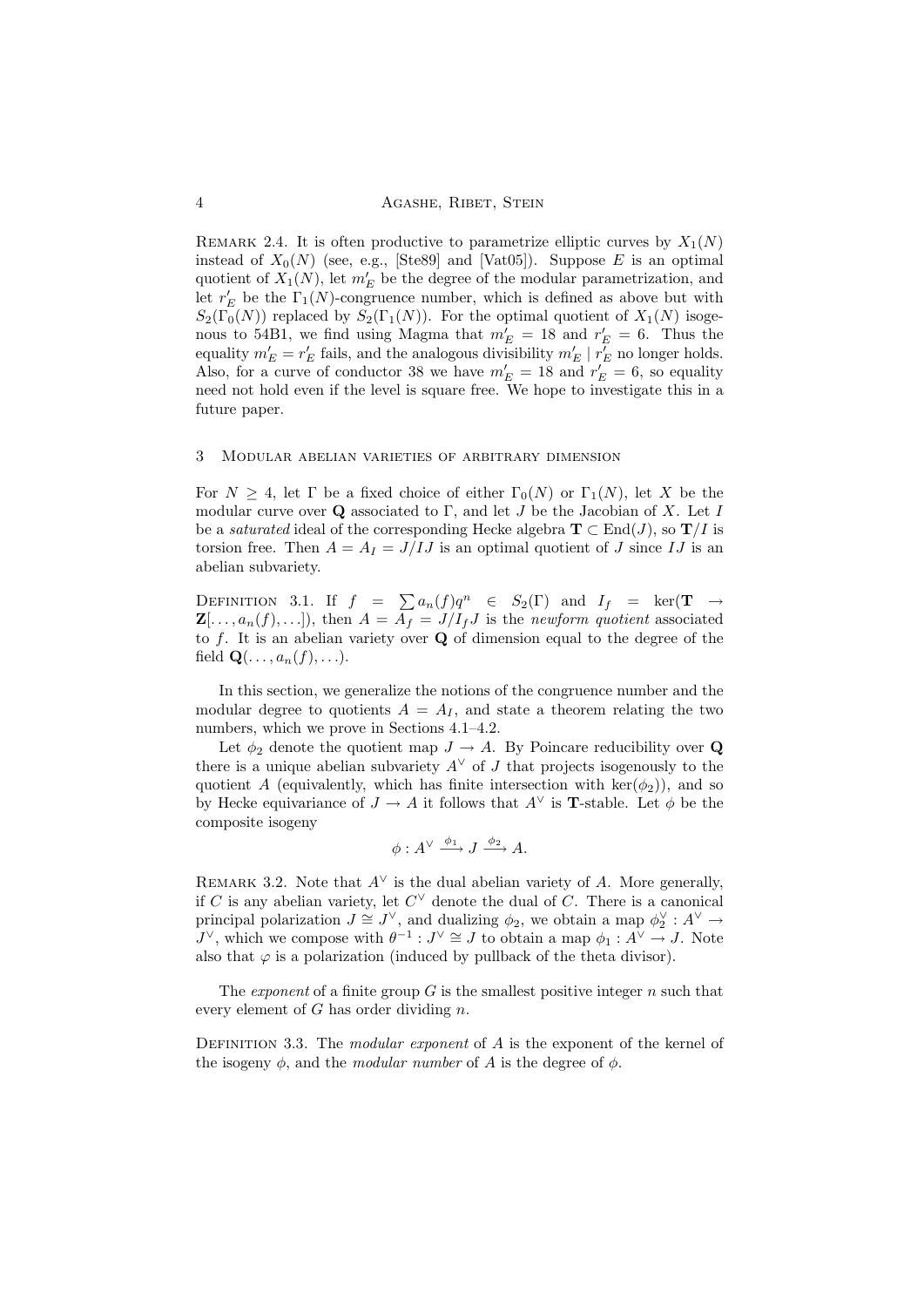Remark 2.4. It is often productive to parametrize elliptic curves by $X_1(N)$ instead of $X_0(N)$ (see, e.g., [Ste89] and [Vat05]). Suppose $E$ is an optimal quotient of $X_1(N)$, let $m'_E$ be the degree of the modular parametrization, and let $r'_E$ be the $\Gamma_1(N)$-congruence number, which is defined as above but with $S_2(\Gamma_0(N))$ replaced by $S_2(\Gamma_1(N))$. For the optimal quotient of $X_1(N)$ isogenous to 54B1, we find using Magma that $m'_E = 18$ and $r'_E = 6$. Thus the equality $m'_E = r'_E$ fails, and the analogous divisibility $m'_E \mid r'_E$ no longer holds. Also, for a curve of conductor 38 we have $m'_E = 18$ and $r'_E = 6$, so equality need not hold even if the level is square free. We hope to investigate this in a future paper.

## 3 Modular abelian varieties of arbitrary dimension

For $N \geq 4$, let $\Gamma$ be a fixed choice of either $\Gamma_0(N)$ or $\Gamma_1(N)$, let $X$ be the modular curve over $\mathbf{Q}$ associated to $\Gamma$, and let $J$ be the Jacobian of $X$. Let $I$ be a *saturated* ideal of the corresponding Hecke algebra $\mathbf{T} \subset \mathrm{End}(J)$, so $\mathbf{T}/I$ is torsion free. Then $A = A_I = J/IJ$ is an optimal quotient of $J$ since $IJ$ is an abelian subvariety.

Definition 3.1. If $f = \sum a_n(f)q^n \in S_2(\Gamma)$ and $I_f = \ker(\mathbf{T} \to \mathbf{Z}[\ldots, a_n(f), \ldots])$, then $A = A_f = J/I_f J$ is the *newform quotient* associated to $f$. It is an abelian variety over $\mathbf{Q}$ of dimension equal to the degree of the field $\mathbf{Q}(\ldots, a_n(f), \ldots)$.

In this section, we generalize the notions of the congruence number and the modular degree to quotients $A = A_I$, and state a theorem relating the two numbers, which we prove in Sections 4.1–4.2.

Let $\phi_2$ denote the quotient map $J \to A$. By Poincare reducibility over $\mathbf{Q}$ there is a unique abelian subvariety $A^\vee$ of $J$ that projects isogenously to the quotient $A$ (equivalently, which has finite intersection with $\ker(\phi_2)$), and so by Hecke equivariance of $J \to A$ it follows that $A^\vee$ is $\mathbf{T}$-stable. Let $\phi$ be the composite isogeny

$$\phi : A^\vee \xrightarrow{\phi_1} J \xrightarrow{\phi_2} A.$$

Remark 3.2. Note that $A^\vee$ is the dual abelian variety of $A$. More generally, if $C$ is any abelian variety, let $C^\vee$ denote the dual of $C$. There is a canonical principal polarization $J \cong J^\vee$, and dualizing $\phi_2$, we obtain a map $\phi_2^\vee : A^\vee \to J^\vee$, which we compose with $\theta^{-1} : J^\vee \cong J$ to obtain a map $\phi_1 : A^\vee \to J$. Note also that $\varphi$ is a polarization (induced by pullback of the theta divisor).

The *exponent* of a finite group $G$ is the smallest positive integer $n$ such that every element of $G$ has order dividing $n$.

Definition 3.3. The *modular exponent* of $A$ is the exponent of the kernel of the isogeny $\phi$, and the *modular number* of $A$ is the degree of $\phi$.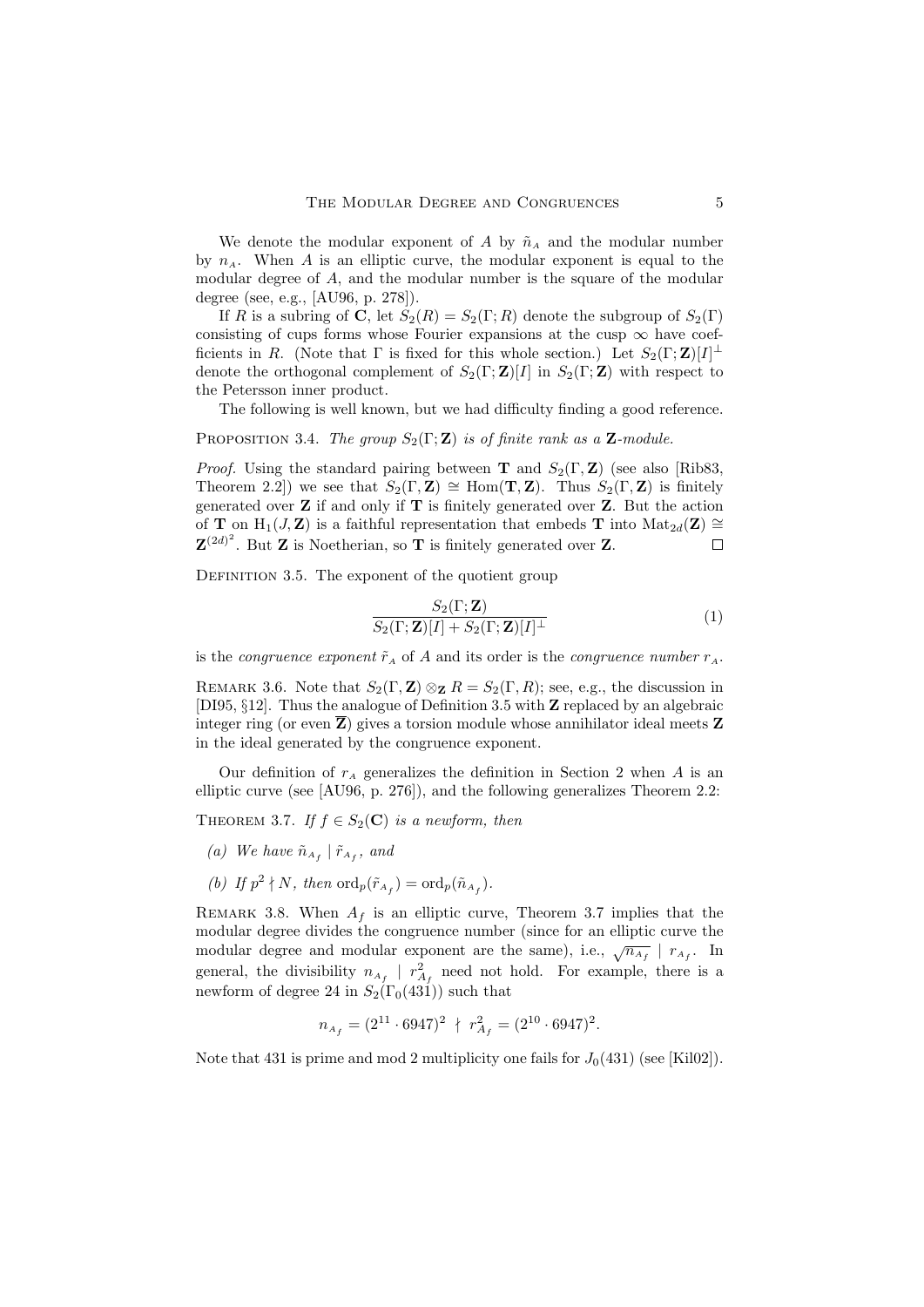We denote the modular exponent of $A$ by $\tilde{n}_A$ and the modular number by $n_A$. When $A$ is an elliptic curve, the modular exponent is equal to the modular degree of $A$, and the modular number is the square of the modular degree (see, e.g., [AU96, p. 278]).

If $R$ is a subring of $\mathbf{C}$, let $S_2(R) = S_2(\Gamma; R)$ denote the subgroup of $S_2(\Gamma)$ consisting of cups forms whose Fourier expansions at the cusp $\infty$ have coefficients in $R$. (Note that $\Gamma$ is fixed for this whole section.) Let $S_2(\Gamma; \mathbf{Z})[I]^\perp$ denote the orthogonal complement of $S_2(\Gamma; \mathbf{Z})[I]$ in $S_2(\Gamma; \mathbf{Z})$ with respect to the Petersson inner product.

The following is well known, but we had difficulty finding a good reference.

**Proposition 3.4.** *The group $S_2(\Gamma; \mathbf{Z})$ is of finite rank as a $\mathbf{Z}$-module.*

*Proof.* Using the standard pairing between $\mathbf{T}$ and $S_2(\Gamma, \mathbf{Z})$ (see also [Rib83, Theorem 2.2]) we see that $S_2(\Gamma, \mathbf{Z}) \cong \mathrm{Hom}(\mathbf{T}, \mathbf{Z})$. Thus $S_2(\Gamma, \mathbf{Z})$ is finitely generated over $\mathbf{Z}$ if and only if $\mathbf{T}$ is finitely generated over $\mathbf{Z}$. But the action of $\mathbf{T}$ on $\mathrm{H}_1(J, \mathbf{Z})$ is a faithful representation that embeds $\mathbf{T}$ into $\mathrm{Mat}_{2d}(\mathbf{Z}) \cong \mathbf{Z}^{(2d)^2}$. But $\mathbf{Z}$ is Noetherian, so $\mathbf{T}$ is finitely generated over $\mathbf{Z}$. $\square$

**Definition 3.5.** The exponent of the quotient group

$$\frac{S_2(\Gamma; \mathbf{Z})}{S_2(\Gamma; \mathbf{Z})[I] + S_2(\Gamma; \mathbf{Z})[I]^\perp} \tag{1}$$

is the *congruence exponent* $\tilde{r}_A$ of $A$ and its order is the *congruence number* $r_A$.

**Remark 3.6.** Note that $S_2(\Gamma, \mathbf{Z}) \otimes_{\mathbf{Z}} R = S_2(\Gamma, R)$; see, e.g., the discussion in [DI95, §12]. Thus the analogue of Definition 3.5 with $\mathbf{Z}$ replaced by an algebraic integer ring (or even $\overline{\mathbf{Z}}$) gives a torsion module whose annihilator ideal meets $\mathbf{Z}$ in the ideal generated by the congruence exponent.

Our definition of $r_A$ generalizes the definition in Section 2 when $A$ is an elliptic curve (see [AU96, p. 276]), and the following generalizes Theorem 2.2:

**Theorem 3.7.** *If $f \in S_2(\mathbf{C})$ is a newform, then*

*(a) We have $\tilde{n}_{A_f} \mid \tilde{r}_{A_f}$, and*

*(b) If $p^2 \nmid N$, then $\mathrm{ord}_p(\tilde{r}_{A_f}) = \mathrm{ord}_p(\tilde{n}_{A_f})$.*

**Remark 3.8.** When $A_f$ is an elliptic curve, Theorem 3.7 implies that the modular degree divides the congruence number (since for an elliptic curve the modular degree and modular exponent are the same), i.e., $\sqrt{n_{A_f}} \mid r_{A_f}$. In general, the divisibility $n_{A_f} \mid r_{A_f}^2$ need not hold. For example, there is a newform of degree 24 in $S_2(\Gamma_0(431))$ such that

$$n_{A_f} = (2^{11} \cdot 6947)^2 \nmid r_{A_f}^2 = (2^{10} \cdot 6947)^2.$$

Note that 431 is prime and mod 2 multiplicity one fails for $J_0(431)$ (see [Kil02]).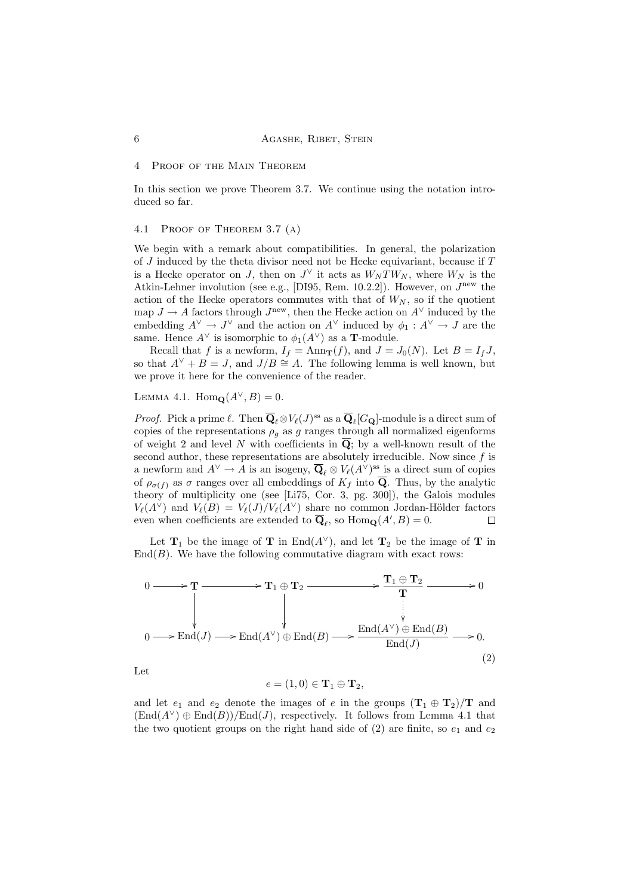## 4 Proof of the Main Theorem

In this section we prove Theorem 3.7. We continue using the notation introduced so far.

### 4.1 Proof of Theorem 3.7 (a)

We begin with a remark about compatibilities. In general, the polarization of $J$ induced by the theta divisor need not be Hecke equivariant, because if $T$ is a Hecke operator on $J$, then on $J^\vee$ it acts as $W_N T W_N$, where $W_N$ is the Atkin-Lehner involution (see e.g., [DI95, Rem. 10.2.2]). However, on $J^{\text{new}}$ the action of the Hecke operators commutes with that of $W_N$, so if the quotient map $J \to A$ factors through $J^{\text{new}}$, then the Hecke action on $A^\vee$ induced by the embedding $A^\vee \to J^\vee$ and the action on $A^\vee$ induced by $\phi_1 : A^\vee \to J$ are the same. Hence $A^\vee$ is isomorphic to $\phi_1(A^\vee)$ as a $\mathbf{T}$-module.

Recall that $f$ is a newform, $I_f = \text{Ann}_{\mathbf{T}}(f)$, and $J = J_0(N)$. Let $B = I_f J$, so that $A^\vee + B = J$, and $J/B \cong A$. The following lemma is well known, but we prove it here for the convenience of the reader.

Lemma 4.1. $\text{Hom}_{\mathbf{Q}}(A^\vee, B) = 0$.

*Proof.* Pick a prime $\ell$. Then $\overline{\mathbf{Q}}_\ell \otimes V_\ell(J)^{\text{ss}}$ as a $\overline{\mathbf{Q}}_\ell[G_{\mathbf{Q}}]$-module is a direct sum of copies of the representations $\rho_g$ as $g$ ranges through all normalized eigenforms of weight 2 and level $N$ with coefficients in $\overline{\mathbf{Q}}$; by a well-known result of the second author, these representations are absolutely irreducible. Now since $f$ is a newform and $A^\vee \to A$ is an isogeny, $\overline{\mathbf{Q}}_\ell \otimes V_\ell(A^\vee)^{\text{ss}}$ is a direct sum of copies of $\rho_{\sigma(f)}$ as $\sigma$ ranges over all embeddings of $K_f$ into $\overline{\mathbf{Q}}$. Thus, by the analytic theory of multiplicity one (see [Li75, Cor. 3, pg. 300]), the Galois modules $V_\ell(A^\vee)$ and $V_\ell(B) = V_\ell(J)/V_\ell(A^\vee)$ share no common Jordan-Hölder factors even when coefficients are extended to $\overline{\mathbf{Q}}_\ell$, so $\text{Hom}_{\mathbf{Q}}(A', B) = 0$. $\square$

Let $\mathbf{T}_1$ be the image of $\mathbf{T}$ in $\text{End}(A^\vee)$, and let $\mathbf{T}_2$ be the image of $\mathbf{T}$ in $\text{End}(B)$. We have the following commutative diagram with exact rows:

$$
\begin{array}{ccccccccc}
0 & \longrightarrow & \mathbf{T} & \longrightarrow & \mathbf{T}_1 \oplus \mathbf{T}_2 & \longrightarrow & \dfrac{\mathbf{T}_1 \oplus \mathbf{T}_2}{\mathbf{T}} & \longrightarrow & 0 \\
 & & \downarrow & & \downarrow & & \vdots & & \\
0 & \longrightarrow & \text{End}(J) & \longrightarrow & \text{End}(A^\vee) \oplus \text{End}(B) & \longrightarrow & \dfrac{\text{End}(A^\vee) \oplus \text{End}(B)}{\text{End}(J)} & \longrightarrow & 0.
\end{array}
\tag{2}
$$

Let

$$e = (1, 0) \in \mathbf{T}_1 \oplus \mathbf{T}_2,$$

and let $e_1$ and $e_2$ denote the images of $e$ in the groups $(\mathbf{T}_1 \oplus \mathbf{T}_2)/\mathbf{T}$ and $(\text{End}(A^\vee) \oplus \text{End}(B))/\text{End}(J)$, respectively. It follows from Lemma 4.1 that the two quotient groups on the right hand side of (2) are finite, so $e_1$ and $e_2$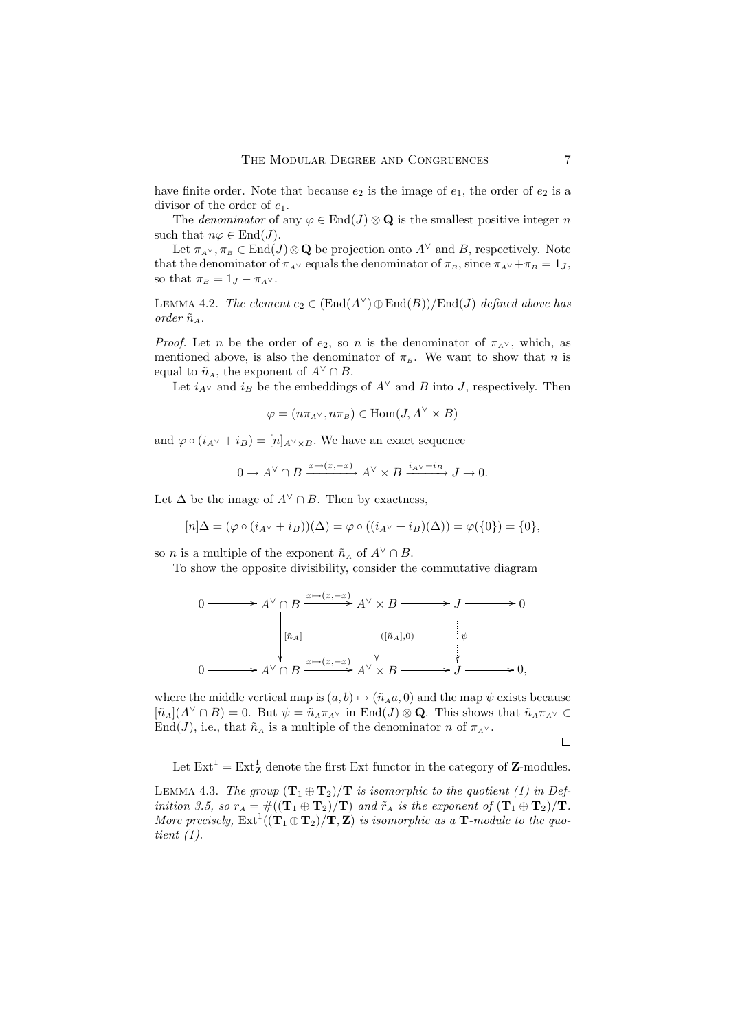have finite order. Note that because $e_2$ is the image of $e_1$, the order of $e_2$ is a divisor of the order of $e_1$.

The *denominator* of any $\varphi \in \mathrm{End}(J) \otimes \mathbf{Q}$ is the smallest positive integer $n$ such that $n\varphi \in \mathrm{End}(J)$.

Let $\pi_{A^\vee}, \pi_B \in \mathrm{End}(J) \otimes \mathbf{Q}$ be projection onto $A^\vee$ and $B$, respectively. Note that the denominator of $\pi_{A^\vee}$ equals the denominator of $\pi_B$, since $\pi_{A^\vee} + \pi_B = 1_J$, so that $\pi_B = 1_J - \pi_{A^\vee}$.

LEMMA 4.2. *The element $e_2 \in (\mathrm{End}(A^\vee) \oplus \mathrm{End}(B))/\mathrm{End}(J)$ defined above has order $\tilde{n}_A$.*

*Proof.* Let $n$ be the order of $e_2$, so $n$ is the denominator of $\pi_{A^\vee}$, which, as mentioned above, is also the denominator of $\pi_B$. We want to show that $n$ is equal to $\tilde{n}_A$, the exponent of $A^\vee \cap B$.

Let $i_{A^\vee}$ and $i_B$ be the embeddings of $A^\vee$ and $B$ into $J$, respectively. Then

$$\varphi = (n\pi_{A^\vee}, n\pi_B) \in \mathrm{Hom}(J, A^\vee \times B)$$

and $\varphi \circ (i_{A^\vee} + i_B) = [n]_{A^\vee \times B}$. We have an exact sequence

$$0 \to A^\vee \cap B \xrightarrow{x \mapsto (x,-x)} A^\vee \times B \xrightarrow{i_{A^\vee} + i_B} J \to 0.$$

Let $\Delta$ be the image of $A^\vee \cap B$. Then by exactness,

$$[n]\Delta = (\varphi \circ (i_{A^\vee} + i_B))(\Delta) = \varphi \circ ((i_{A^\vee} + i_B)(\Delta)) = \varphi(\{0\}) = \{0\},$$

so $n$ is a multiple of the exponent $\tilde{n}_A$ of $A^\vee \cap B$.

To show the opposite divisibility, consider the commutative diagram

$$\begin{array}{ccccccccc}
0 & \longrightarrow & A^\vee \cap B & \xrightarrow{x \mapsto (x,-x)} & A^\vee \times B & \longrightarrow & J & \longrightarrow & 0 \\
 & & \downarrow{\scriptstyle [\tilde{n}_A]} & & \downarrow{\scriptstyle ([\tilde{n}_A],0)} & & \downarrow{\scriptstyle \psi} & & \\
0 & \longrightarrow & A^\vee \cap B & \xrightarrow{x \mapsto (x,-x)} & A^\vee \times B & \longrightarrow & J & \longrightarrow & 0,
\end{array}$$

where the middle vertical map is $(a, b) \mapsto (\tilde{n}_A a, 0)$ and the map $\psi$ exists because $[\tilde{n}_A](A^\vee \cap B) = 0$. But $\psi = \tilde{n}_A \pi_{A^\vee}$ in $\mathrm{End}(J) \otimes \mathbf{Q}$. This shows that $\tilde{n}_A \pi_{A^\vee} \in \mathrm{End}(J)$, i.e., that $\tilde{n}_A$ is a multiple of the denominator $n$ of $\pi_{A^\vee}$.

$\square$

Let $\mathrm{Ext}^1 = \mathrm{Ext}^1_{\mathbf{Z}}$ denote the first Ext functor in the category of $\mathbf{Z}$-modules.

LEMMA 4.3. *The group $(\mathbf{T}_1 \oplus \mathbf{T}_2)/\mathbf{T}$ is isomorphic to the quotient (1) in Definition 3.5, so $r_A = \#((\mathbf{T}_1 \oplus \mathbf{T}_2)/\mathbf{T})$ and $\tilde{r}_A$ is the exponent of $(\mathbf{T}_1 \oplus \mathbf{T}_2)/\mathbf{T}$. More precisely, $\mathrm{Ext}^1((\mathbf{T}_1 \oplus \mathbf{T}_2)/\mathbf{T}, \mathbf{Z})$ is isomorphic as a $\mathbf{T}$-module to the quotient (1).*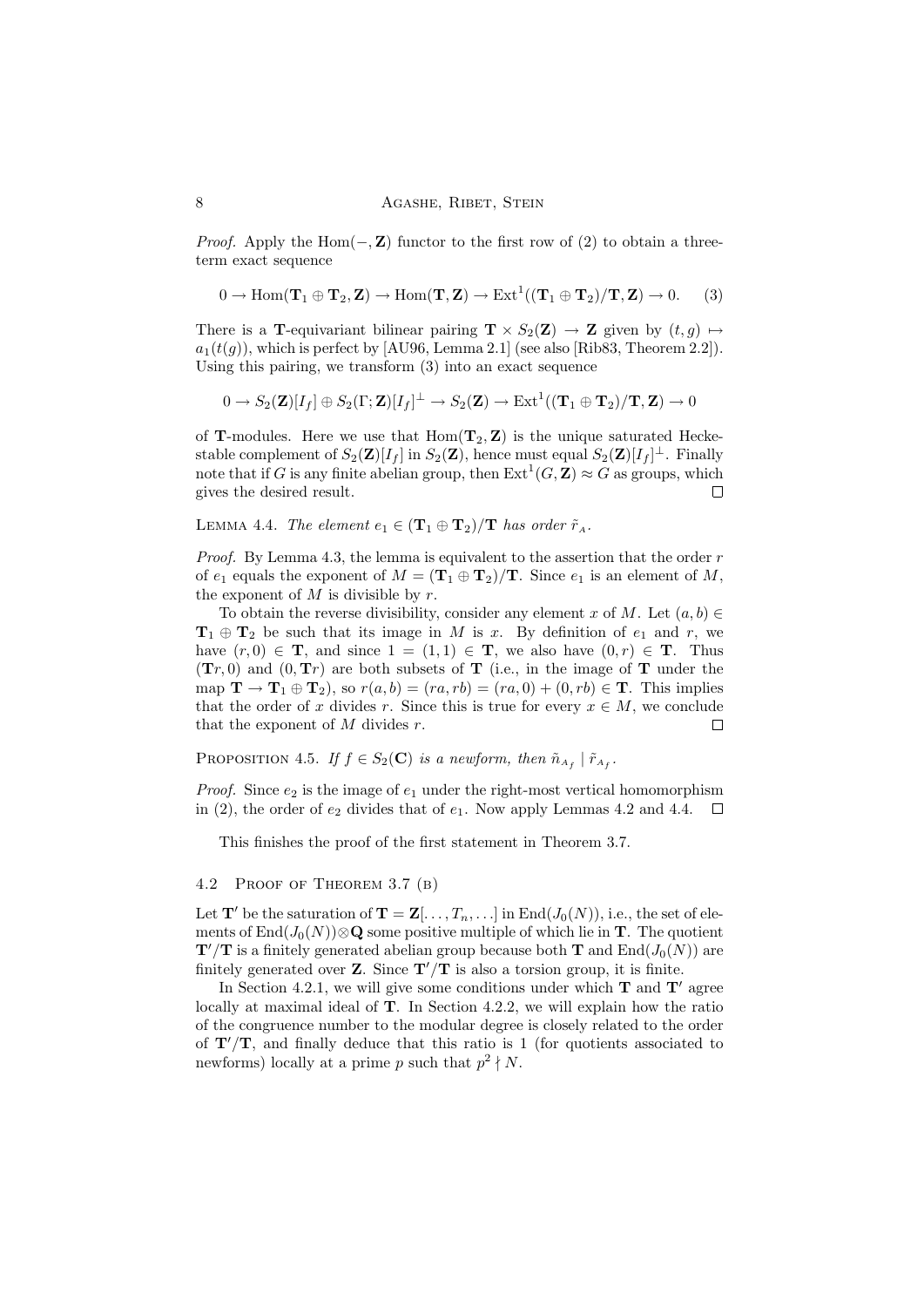*Proof.* Apply the $\mathrm{Hom}(-, \mathbf{Z})$ functor to the first row of (2) to obtain a three-term exact sequence

$$0 \to \mathrm{Hom}(\mathbf{T}_1 \oplus \mathbf{T}_2, \mathbf{Z}) \to \mathrm{Hom}(\mathbf{T}, \mathbf{Z}) \to \mathrm{Ext}^1((\mathbf{T}_1 \oplus \mathbf{T}_2)/\mathbf{T}, \mathbf{Z}) \to 0. \qquad (3)$$

There is a $\mathbf{T}$-equivariant bilinear pairing $\mathbf{T} \times S_2(\mathbf{Z}) \to \mathbf{Z}$ given by $(t, g) \mapsto a_1(t(g))$, which is perfect by [AU96, Lemma 2.1] (see also [Rib83, Theorem 2.2]). Using this pairing, we transform (3) into an exact sequence

$$0 \to S_2(\mathbf{Z})[I_f] \oplus S_2(\Gamma; \mathbf{Z})[I_f]^{\perp} \to S_2(\mathbf{Z}) \to \mathrm{Ext}^1((\mathbf{T}_1 \oplus \mathbf{T}_2)/\mathbf{T}, \mathbf{Z}) \to 0$$

of $\mathbf{T}$-modules. Here we use that $\mathrm{Hom}(\mathbf{T}_2, \mathbf{Z})$ is the unique saturated Hecke-stable complement of $S_2(\mathbf{Z})[I_f]$ in $S_2(\mathbf{Z})$, hence must equal $S_2(\mathbf{Z})[I_f]^{\perp}$. Finally note that if $G$ is any finite abelian group, then $\mathrm{Ext}^1(G, \mathbf{Z}) \approx G$ as groups, which gives the desired result. $\square$

Lemma 4.4. *The element $e_1 \in (\mathbf{T}_1 \oplus \mathbf{T}_2)/\mathbf{T}$ has order $\tilde{r}_A$.*

*Proof.* By Lemma 4.3, the lemma is equivalent to the assertion that the order $r$ of $e_1$ equals the exponent of $M = (\mathbf{T}_1 \oplus \mathbf{T}_2)/\mathbf{T}$. Since $e_1$ is an element of $M$, the exponent of $M$ is divisible by $r$.

To obtain the reverse divisibility, consider any element $x$ of $M$. Let $(a, b) \in \mathbf{T}_1 \oplus \mathbf{T}_2$ be such that its image in $M$ is $x$. By definition of $e_1$ and $r$, we have $(r, 0) \in \mathbf{T}$, and since $1 = (1, 1) \in \mathbf{T}$, we also have $(0, r) \in \mathbf{T}$. Thus $(\mathbf{T}r, 0)$ and $(0, \mathbf{T}r)$ are both subsets of $\mathbf{T}$ (i.e., in the image of $\mathbf{T}$ under the map $\mathbf{T} \to \mathbf{T}_1 \oplus \mathbf{T}_2$), so $r(a, b) = (ra, rb) = (ra, 0) + (0, rb) \in \mathbf{T}$. This implies that the order of $x$ divides $r$. Since this is true for every $x \in M$, we conclude that the exponent of $M$ divides $r$. $\square$

Proposition 4.5. *If $f \in S_2(\mathbf{C})$ is a newform, then $\tilde{n}_{A_f} \mid \tilde{r}_{A_f}$.*

*Proof.* Since $e_2$ is the image of $e_1$ under the right-most vertical homomorphism in (2), the order of $e_2$ divides that of $e_1$. Now apply Lemmas 4.2 and 4.4. $\square$

This finishes the proof of the first statement in Theorem 3.7.

### 4.2 Proof of Theorem 3.7 (b)

Let $\mathbf{T}'$ be the saturation of $\mathbf{T} = \mathbf{Z}[\ldots, T_n, \ldots]$ in $\mathrm{End}(J_0(N))$, i.e., the set of elements of $\mathrm{End}(J_0(N)) \otimes \mathbf{Q}$ some positive multiple of which lie in $\mathbf{T}$. The quotient $\mathbf{T}'/\mathbf{T}$ is a finitely generated abelian group because both $\mathbf{T}$ and $\mathrm{End}(J_0(N))$ are finitely generated over $\mathbf{Z}$. Since $\mathbf{T}'/\mathbf{T}$ is also a torsion group, it is finite.

In Section 4.2.1, we will give some conditions under which $\mathbf{T}$ and $\mathbf{T}'$ agree locally at maximal ideal of $\mathbf{T}$. In Section 4.2.2, we will explain how the ratio of the congruence number to the modular degree is closely related to the order of $\mathbf{T}'/\mathbf{T}$, and finally deduce that this ratio is 1 (for quotients associated to newforms) locally at a prime $p$ such that $p^2 \nmid N$.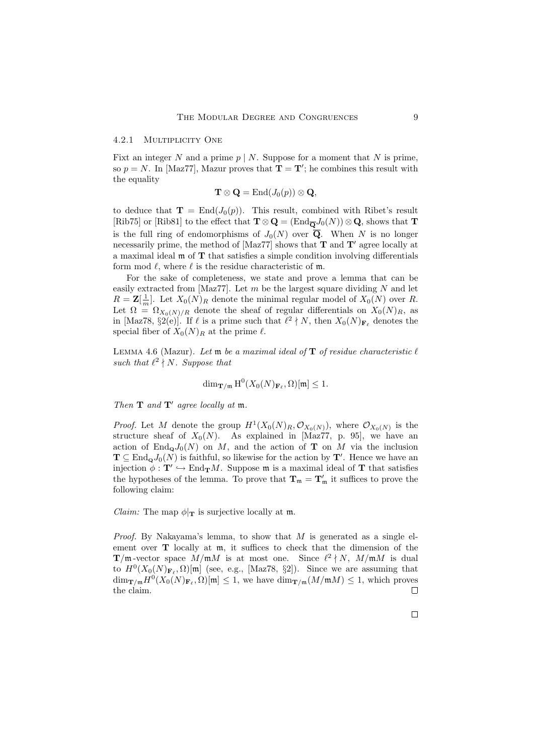#### 4.2.1 Multiplicity One

Fixt an integer $N$ and a prime $p \mid N$. Suppose for a moment that $N$ is prime, so $p = N$. In [Maz77], Mazur proves that $\mathbf{T} = \mathbf{T}'$; he combines this result with the equality

$$\mathbf{T} \otimes \mathbf{Q} = \mathrm{End}(J_0(p)) \otimes \mathbf{Q},$$

to deduce that $\mathbf{T} = \mathrm{End}(J_0(p))$. This result, combined with Ribet's result [Rib75] or [Rib81] to the effect that $\mathbf{T} \otimes \mathbf{Q} = (\mathrm{End}_{\overline{\mathbf{Q}}} J_0(N)) \otimes \mathbf{Q}$, shows that $\mathbf{T}$ is the full ring of endomorphisms of $J_0(N)$ over $\overline{\mathbf{Q}}$. When $N$ is no longer necessarily prime, the method of [Maz77] shows that $\mathbf{T}$ and $\mathbf{T}'$ agree locally at a maximal ideal $\mathfrak{m}$ of $\mathbf{T}$ that satisfies a simple condition involving differentials form mod $\ell$, where $\ell$ is the residue characteristic of $\mathfrak{m}$.

For the sake of completeness, we state and prove a lemma that can be easily extracted from [Maz77]. Let $m$ be the largest square dividing $N$ and let $R = \mathbf{Z}[\frac{1}{m}]$. Let $X_0(N)_R$ denote the minimal regular model of $X_0(N)$ over $R$. Let $\Omega = \Omega_{X_0(N)/R}$ denote the sheaf of regular differentials on $X_0(N)_R$, as in [Maz78, §2(e)]. If $\ell$ is a prime such that $\ell^2 \nmid N$, then $X_0(N)_{\mathbf{F}_\ell}$ denotes the special fiber of $X_0(N)_R$ at the prime $\ell$.

Lemma 4.6 (Mazur). *Let $\mathfrak{m}$ be a maximal ideal of $\mathbf{T}$ of residue characteristic $\ell$ such that $\ell^2 \nmid N$. Suppose that*

$$\dim_{\mathbf{T}/\mathfrak{m}} \mathrm{H}^0(X_0(N)_{\mathbf{F}_\ell}, \Omega)[\mathfrak{m}] \leq 1.$$

*Then $\mathbf{T}$ and $\mathbf{T}'$ agree locally at $\mathfrak{m}$.*

*Proof.* Let $M$ denote the group $H^1(X_0(N)_R, \mathcal{O}_{X_0(N)})$, where $\mathcal{O}_{X_0(N)}$ is the structure sheaf of $X_0(N)$. As explained in [Maz77, p. 95], we have an action of $\mathrm{End}_{\mathbf{Q}} J_0(N)$ on $M$, and the action of $\mathbf{T}$ on $M$ via the inclusion $\mathbf{T} \subseteq \mathrm{End}_{\mathbf{Q}} J_0(N)$ is faithful, so likewise for the action by $\mathbf{T}'$. Hence we have an injection $\phi : \mathbf{T}' \hookrightarrow \mathrm{End}_{\mathbf{T}} M$. Suppose $\mathfrak{m}$ is a maximal ideal of $\mathbf{T}$ that satisfies the hypotheses of the lemma. To prove that $\mathbf{T}_\mathfrak{m} = \mathbf{T}'_\mathfrak{m}$ it suffices to prove the following claim:

*Claim:* The map $\phi|_{\mathbf{T}}$ is surjective locally at $\mathfrak{m}$.

*Proof.* By Nakayama's lemma, to show that $M$ is generated as a single element over $\mathbf{T}$ locally at $\mathfrak{m}$, it suffices to check that the dimension of the $\mathbf{T}/\mathfrak{m}$-vector space $M/\mathfrak{m}M$ is at most one. Since $\ell^2 \nmid N$, $M/\mathfrak{m}M$ is dual to $H^0(X_0(N)_{\mathbf{F}_\ell}, \Omega)[\mathfrak{m}]$ (see, e.g., [Maz78, §2]). Since we are assuming that $\dim_{\mathbf{T}/\mathfrak{m}} H^0(X_0(N)_{\mathbf{F}_\ell}, \Omega)[\mathfrak{m}] \leq 1$, we have $\dim_{\mathbf{T}/\mathfrak{m}}(M/\mathfrak{m}M) \leq 1$, which proves the claim. $\square$

$\square$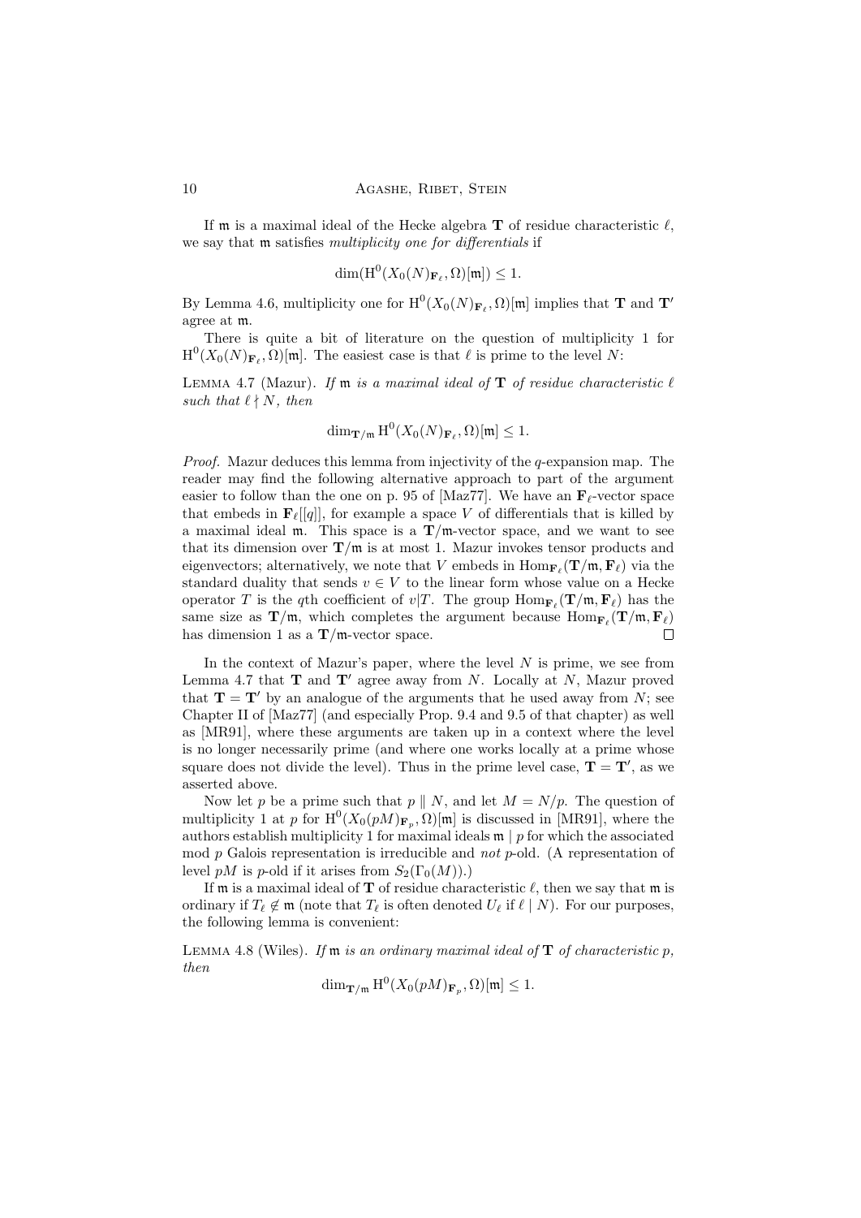If $\mathfrak{m}$ is a maximal ideal of the Hecke algebra $\mathbf{T}$ of residue characteristic $\ell$, we say that $\mathfrak{m}$ satisfies *multiplicity one for differentials* if

$$\dim(\mathrm{H}^0(X_0(N)_{\mathbf{F}_\ell}, \Omega)[\mathfrak{m}]) \leq 1.$$

By Lemma 4.6, multiplicity one for $\mathrm{H}^0(X_0(N)_{\mathbf{F}_\ell}, \Omega)[\mathfrak{m}]$ implies that $\mathbf{T}$ and $\mathbf{T}'$ agree at $\mathfrak{m}$.

There is quite a bit of literature on the question of multiplicity 1 for $\mathrm{H}^0(X_0(N)_{\mathbf{F}_\ell}, \Omega)[\mathfrak{m}]$. The easiest case is that $\ell$ is prime to the level $N$:

LEMMA 4.7 (Mazur). *If $\mathfrak{m}$ is a maximal ideal of $\mathbf{T}$ of residue characteristic $\ell$ such that $\ell \nmid N$, then*

$$\dim_{\mathbf{T}/\mathfrak{m}} \mathrm{H}^0(X_0(N)_{\mathbf{F}_\ell}, \Omega)[\mathfrak{m}] \leq 1.$$

*Proof.* Mazur deduces this lemma from injectivity of the $q$-expansion map. The reader may find the following alternative approach to part of the argument easier to follow than the one on p. 95 of [Maz77]. We have an $\mathbf{F}_\ell$-vector space that embeds in $\mathbf{F}_\ell[[q]]$, for example a space $V$ of differentials that is killed by a maximal ideal $\mathfrak{m}$. This space is a $\mathbf{T}/\mathfrak{m}$-vector space, and we want to see that its dimension over $\mathbf{T}/\mathfrak{m}$ is at most 1. Mazur invokes tensor products and eigenvectors; alternatively, we note that $V$ embeds in $\mathrm{Hom}_{\mathbf{F}_\ell}(\mathbf{T}/\mathfrak{m}, \mathbf{F}_\ell)$ via the standard duality that sends $v \in V$ to the linear form whose value on a Hecke operator $T$ is the $q$th coefficient of $v|T$. The group $\mathrm{Hom}_{\mathbf{F}_\ell}(\mathbf{T}/\mathfrak{m}, \mathbf{F}_\ell)$ has the same size as $\mathbf{T}/\mathfrak{m}$, which completes the argument because $\mathrm{Hom}_{\mathbf{F}_\ell}(\mathbf{T}/\mathfrak{m}, \mathbf{F}_\ell)$ has dimension 1 as a $\mathbf{T}/\mathfrak{m}$-vector space. $\square$

In the context of Mazur's paper, where the level $N$ is prime, we see from Lemma 4.7 that $\mathbf{T}$ and $\mathbf{T}'$ agree away from $N$. Locally at $N$, Mazur proved that $\mathbf{T} = \mathbf{T}'$ by an analogue of the arguments that he used away from $N$; see Chapter II of [Maz77] (and especially Prop. 9.4 and 9.5 of that chapter) as well as [MR91], where these arguments are taken up in a context where the level is no longer necessarily prime (and where one works locally at a prime whose square does not divide the level). Thus in the prime level case, $\mathbf{T} = \mathbf{T}'$, as we asserted above.

Now let $p$ be a prime such that $p \parallel N$, and let $M = N/p$. The question of multiplicity 1 at $p$ for $\mathrm{H}^0(X_0(pM)_{\mathbf{F}_p}, \Omega)[\mathfrak{m}]$ is discussed in [MR91], where the authors establish multiplicity 1 for maximal ideals $\mathfrak{m} \mid p$ for which the associated mod $p$ Galois representation is irreducible and *not* $p$-old. (A representation of level $pM$ is $p$-old if it arises from $S_2(\Gamma_0(M))$.)

If $\mathfrak{m}$ is a maximal ideal of $\mathbf{T}$ of residue characteristic $\ell$, then we say that $\mathfrak{m}$ is ordinary if $T_\ell \notin \mathfrak{m}$ (note that $T_\ell$ is often denoted $U_\ell$ if $\ell \mid N$). For our purposes, the following lemma is convenient:

LEMMA 4.8 (Wiles). *If $\mathfrak{m}$ is an ordinary maximal ideal of $\mathbf{T}$ of characteristic $p$, then*

$$\dim_{\mathbf{T}/\mathfrak{m}} \mathrm{H}^0(X_0(pM)_{\mathbf{F}_p}, \Omega)[\mathfrak{m}] \leq 1.$$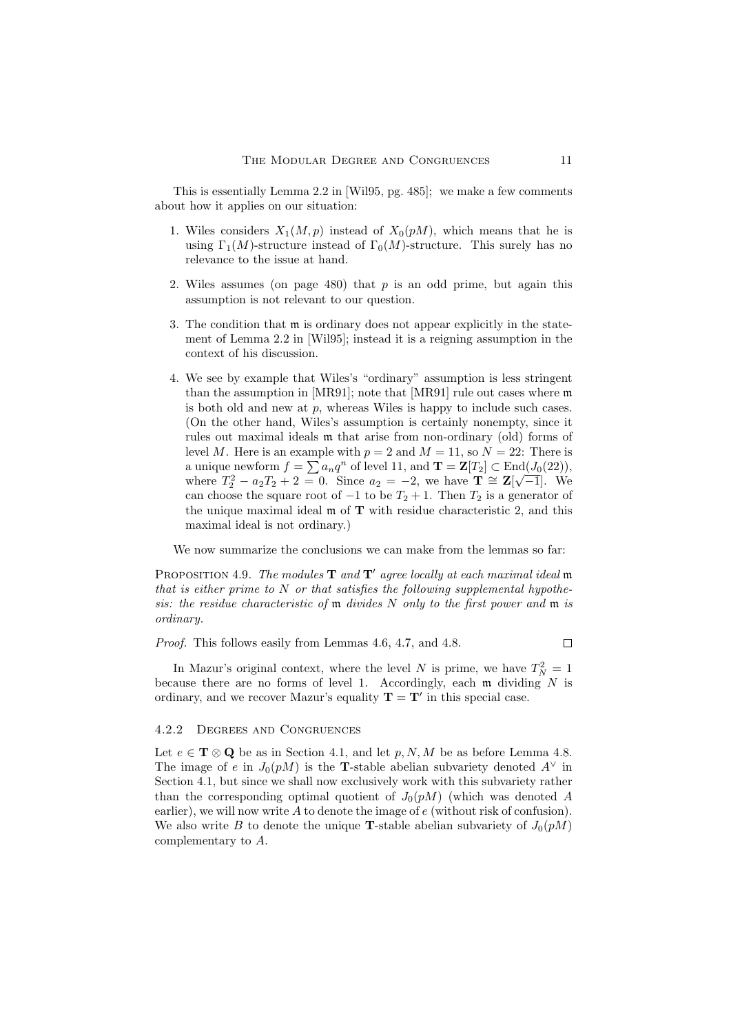This is essentially Lemma 2.2 in [Wil95, pg. 485]; we make a few comments about how it applies on our situation:

1. Wiles considers $X_1(M, p)$ instead of $X_0(pM)$, which means that he is using $\Gamma_1(M)$-structure instead of $\Gamma_0(M)$-structure. This surely has no relevance to the issue at hand.
2. Wiles assumes (on page 480) that $p$ is an odd prime, but again this assumption is not relevant to our question.
3. The condition that $\mathfrak{m}$ is ordinary does not appear explicitly in the statement of Lemma 2.2 in [Wil95]; instead it is a reigning assumption in the context of his discussion.
4. We see by example that Wiles's "ordinary" assumption is less stringent than the assumption in [MR91]; note that [MR91] rule out cases where $\mathfrak{m}$ is both old and new at $p$, whereas Wiles is happy to include such cases. (On the other hand, Wiles's assumption is certainly nonempty, since it rules out maximal ideals $\mathfrak{m}$ that arise from non-ordinary (old) forms of level $M$. Here is an example with $p = 2$ and $M = 11$, so $N = 22$: There is a unique newform $f = \sum a_n q^n$ of level 11, and $\mathbf{T} = \mathbf{Z}[T_2] \subset \mathrm{End}(J_0(22))$, where $T_2^2 - a_2 T_2 + 2 = 0$. Since $a_2 = -2$, we have $\mathbf{T} \cong \mathbf{Z}[\sqrt{-1}]$. We can choose the square root of $-1$ to be $T_2 + 1$. Then $T_2$ is a generator of the unique maximal ideal $\mathfrak{m}$ of $\mathbf{T}$ with residue characteristic 2, and this maximal ideal is not ordinary.)

We now summarize the conclusions we can make from the lemmas so far:

**Proposition 4.9.** *The modules $\mathbf{T}$ and $\mathbf{T}'$ agree locally at each maximal ideal $\mathfrak{m}$ that is either prime to $N$ or that satisfies the following supplemental hypothesis: the residue characteristic of $\mathfrak{m}$ divides $N$ only to the first power and $\mathfrak{m}$ is ordinary.*

*Proof.* This follows easily from Lemmas 4.6, 4.7, and 4.8. $\square$

In Mazur's original context, where the level $N$ is prime, we have $T_N^2 = 1$ because there are no forms of level 1. Accordingly, each $\mathfrak{m}$ dividing $N$ is ordinary, and we recover Mazur's equality $\mathbf{T} = \mathbf{T}'$ in this special case.

### 4.2.2 Degrees and Congruences

Let $e \in \mathbf{T} \otimes \mathbf{Q}$ be as in Section 4.1, and let $p, N, M$ be as before Lemma 4.8. The image of $e$ in $J_0(pM)$ is the $\mathbf{T}$-stable abelian subvariety denoted $A^\vee$ in Section 4.1, but since we shall now exclusively work with this subvariety rather than the corresponding optimal quotient of $J_0(pM)$ (which was denoted $A$ earlier), we will now write $A$ to denote the image of $e$ (without risk of confusion). We also write $B$ to denote the unique $\mathbf{T}$-stable abelian subvariety of $J_0(pM)$ complementary to $A$.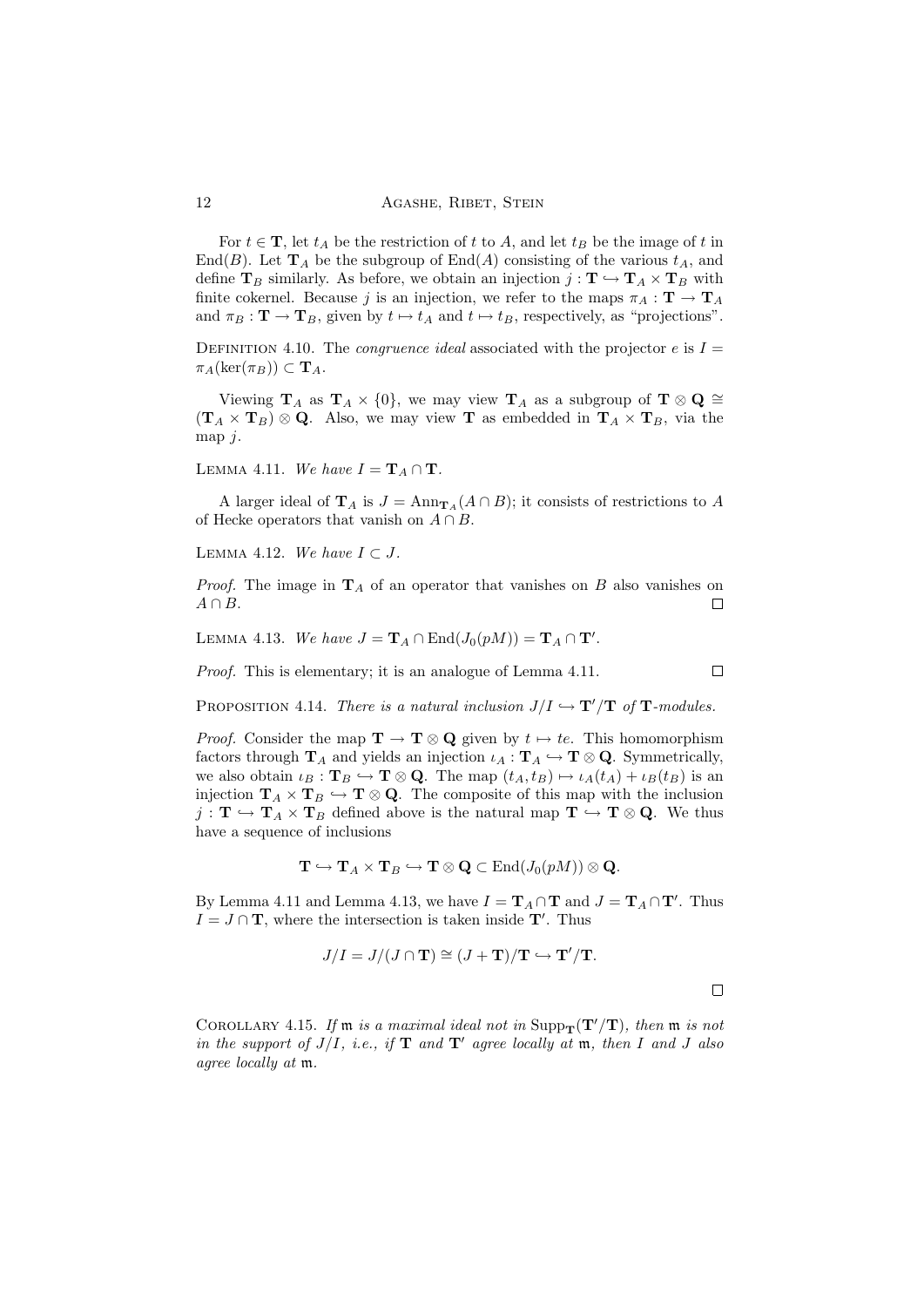For $t \in \mathbf{T}$, let $t_A$ be the restriction of $t$ to $A$, and let $t_B$ be the image of $t$ in $\mathrm{End}(B)$. Let $\mathbf{T}_A$ be the subgroup of $\mathrm{End}(A)$ consisting of the various $t_A$, and define $\mathbf{T}_B$ similarly. As before, we obtain an injection $j : \mathbf{T} \hookrightarrow \mathbf{T}_A \times \mathbf{T}_B$ with finite cokernel. Because $j$ is an injection, we refer to the maps $\pi_A : \mathbf{T} \to \mathbf{T}_A$ and $\pi_B : \mathbf{T} \to \mathbf{T}_B$, given by $t \mapsto t_A$ and $t \mapsto t_B$, respectively, as "projections".

Definition 4.10. The *congruence ideal* associated with the projector $e$ is $I = \pi_A(\ker(\pi_B)) \subset \mathbf{T}_A$.

Viewing $\mathbf{T}_A$ as $\mathbf{T}_A \times \{0\}$, we may view $\mathbf{T}_A$ as a subgroup of $\mathbf{T} \otimes \mathbf{Q} \cong (\mathbf{T}_A \times \mathbf{T}_B) \otimes \mathbf{Q}$. Also, we may view $\mathbf{T}$ as embedded in $\mathbf{T}_A \times \mathbf{T}_B$, via the map $j$.

Lemma 4.11. *We have $I = \mathbf{T}_A \cap \mathbf{T}$.*

A larger ideal of $\mathbf{T}_A$ is $J = \mathrm{Ann}_{\mathbf{T}_A}(A \cap B)$; it consists of restrictions to $A$ of Hecke operators that vanish on $A \cap B$.

Lemma 4.12. *We have $I \subset J$.*

*Proof.* The image in $\mathbf{T}_A$ of an operator that vanishes on $B$ also vanishes on $A \cap B$. □

Lemma 4.13. *We have $J = \mathbf{T}_A \cap \mathrm{End}(J_0(pM)) = \mathbf{T}_A \cap \mathbf{T}'$.*

*Proof.* This is elementary; it is an analogue of Lemma 4.11. □

Proposition 4.14. *There is a natural inclusion $J/I \hookrightarrow \mathbf{T}'/\mathbf{T}$ of $\mathbf{T}$-modules.*

*Proof.* Consider the map $\mathbf{T} \to \mathbf{T} \otimes \mathbf{Q}$ given by $t \mapsto te$. This homomorphism factors through $\mathbf{T}_A$ and yields an injection $\iota_A : \mathbf{T}_A \hookrightarrow \mathbf{T} \otimes \mathbf{Q}$. Symmetrically, we also obtain $\iota_B : \mathbf{T}_B \hookrightarrow \mathbf{T} \otimes \mathbf{Q}$. The map $(t_A, t_B) \mapsto \iota_A(t_A) + \iota_B(t_B)$ is an injection $\mathbf{T}_A \times \mathbf{T}_B \hookrightarrow \mathbf{T} \otimes \mathbf{Q}$. The composite of this map with the inclusion $j : \mathbf{T} \hookrightarrow \mathbf{T}_A \times \mathbf{T}_B$ defined above is the natural map $\mathbf{T} \hookrightarrow \mathbf{T} \otimes \mathbf{Q}$. We thus have a sequence of inclusions

$$\mathbf{T} \hookrightarrow \mathbf{T}_A \times \mathbf{T}_B \hookrightarrow \mathbf{T} \otimes \mathbf{Q} \subset \mathrm{End}(J_0(pM)) \otimes \mathbf{Q}.$$

By Lemma 4.11 and Lemma 4.13, we have $I = \mathbf{T}_A \cap \mathbf{T}$ and $J = \mathbf{T}_A \cap \mathbf{T}'$. Thus $I = J \cap \mathbf{T}$, where the intersection is taken inside $\mathbf{T}'$. Thus

$$J/I = J/(J \cap \mathbf{T}) \cong (J + \mathbf{T})/\mathbf{T} \hookrightarrow \mathbf{T}'/\mathbf{T}.$$

□

Corollary 4.15. *If $\mathfrak{m}$ is a maximal ideal not in $\mathrm{Supp}_{\mathbf{T}}(\mathbf{T}'/\mathbf{T})$, then $\mathfrak{m}$ is not in the support of $J/I$, i.e., if $\mathbf{T}$ and $\mathbf{T}'$ agree locally at $\mathfrak{m}$, then $I$ and $J$ also agree locally at $\mathfrak{m}$.*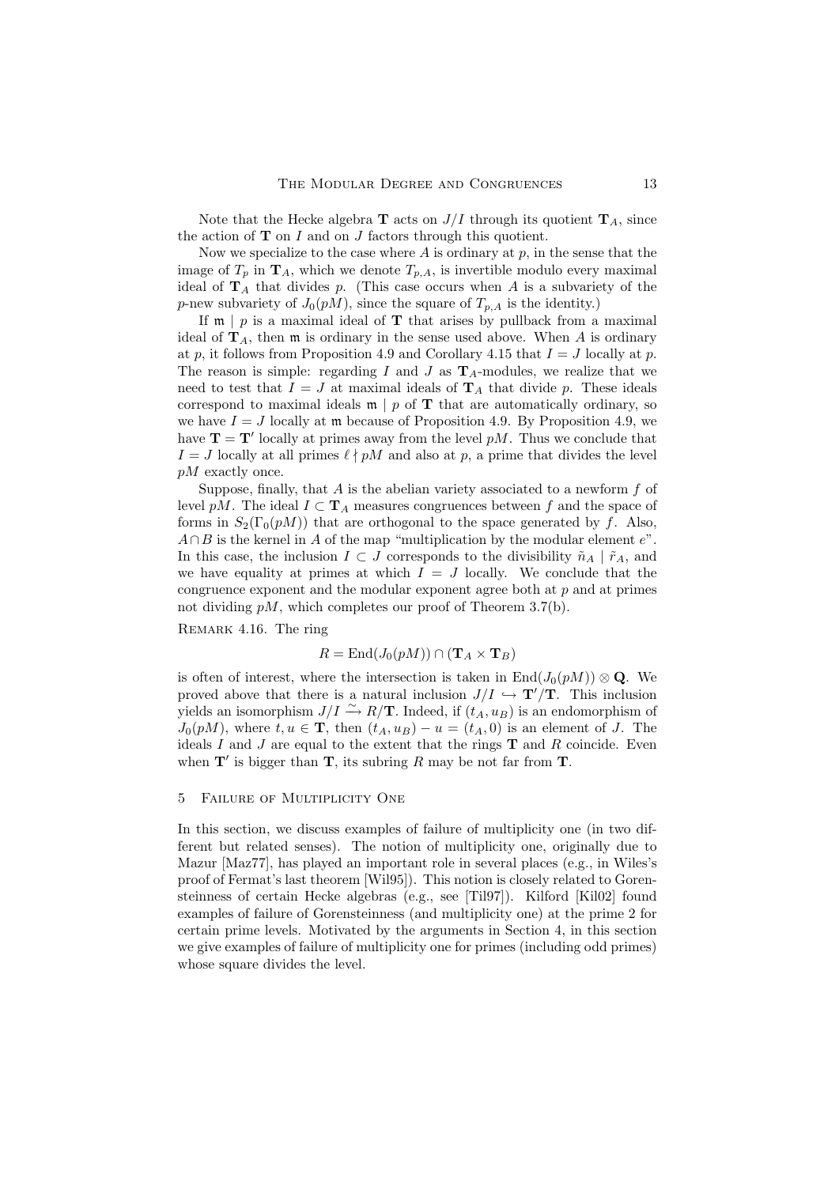Note that the Hecke algebra $\mathbf{T}$ acts on $J/I$ through its quotient $\mathbf{T}_A$, since the action of $\mathbf{T}$ on $I$ and on $J$ factors through this quotient.

Now we specialize to the case where $A$ is ordinary at $p$, in the sense that the image of $T_p$ in $\mathbf{T}_A$, which we denote $T_{p,A}$, is invertible modulo every maximal ideal of $\mathbf{T}_A$ that divides $p$. (This case occurs when $A$ is a subvariety of the $p$-new subvariety of $J_0(pM)$, since the square of $T_{p,A}$ is the identity.)

If $\mathfrak{m} \mid p$ is a maximal ideal of $\mathbf{T}$ that arises by pullback from a maximal ideal of $\mathbf{T}_A$, then $\mathfrak{m}$ is ordinary in the sense used above. When $A$ is ordinary at $p$, it follows from Proposition 4.9 and Corollary 4.15 that $I = J$ locally at $p$. The reason is simple: regarding $I$ and $J$ as $\mathbf{T}_A$-modules, we realize that we need to test that $I = J$ at maximal ideals of $\mathbf{T}_A$ that divide $p$. These ideals correspond to maximal ideals $\mathfrak{m} \mid p$ of $\mathbf{T}$ that are automatically ordinary, so we have $I = J$ locally at $\mathfrak{m}$ because of Proposition 4.9. By Proposition 4.9, we have $\mathbf{T} = \mathbf{T}'$ locally at primes away from the level $pM$. Thus we conclude that $I = J$ locally at all primes $\ell \nmid pM$ and also at $p$, a prime that divides the level $pM$ exactly once.

Suppose, finally, that $A$ is the abelian variety associated to a newform $f$ of level $pM$. The ideal $I \subset \mathbf{T}_A$ measures congruences between $f$ and the space of forms in $S_2(\Gamma_0(pM))$ that are orthogonal to the space generated by $f$. Also, $A \cap B$ is the kernel in $A$ of the map "multiplication by the modular element $e$". In this case, the inclusion $I \subset J$ corresponds to the divisibility $\tilde{n}_A \mid \tilde{r}_A$, and we have equality at primes at which $I = J$ locally. We conclude that the congruence exponent and the modular exponent agree both at $p$ and at primes not dividing $pM$, which completes our proof of Theorem 3.7(b).

Remark 4.16. The ring

$$R = \mathrm{End}(J_0(pM)) \cap (\mathbf{T}_A \times \mathbf{T}_B)$$

is often of interest, where the intersection is taken in $\mathrm{End}(J_0(pM)) \otimes \mathbf{Q}$. We proved above that there is a natural inclusion $J/I \hookrightarrow \mathbf{T}'/\mathbf{T}$. This inclusion yields an isomorphism $J/I \xrightarrow{\sim} R/\mathbf{T}$. Indeed, if $(t_A, u_B)$ is an endomorphism of $J_0(pM)$, where $t, u \in \mathbf{T}$, then $(t_A, u_B) - u = (t_A, 0)$ is an element of $J$. The ideals $I$ and $J$ are equal to the extent that the rings $\mathbf{T}$ and $R$ coincide. Even when $\mathbf{T}'$ is bigger than $\mathbf{T}$, its subring $R$ may be not far from $\mathbf{T}$.

## 5 Failure of Multiplicity One

In this section, we discuss examples of failure of multiplicity one (in two different but related senses). The notion of multiplicity one, originally due to Mazur [Maz77], has played an important role in several places (e.g., in Wiles's proof of Fermat's last theorem [Wil95]). This notion is closely related to Gorensteinness of certain Hecke algebras (e.g., see [Til97]). Kilford [Kil02] found examples of failure of Gorensteinness (and multiplicity one) at the prime 2 for certain prime levels. Motivated by the arguments in Section 4, in this section we give examples of failure of multiplicity one for primes (including odd primes) whose square divides the level.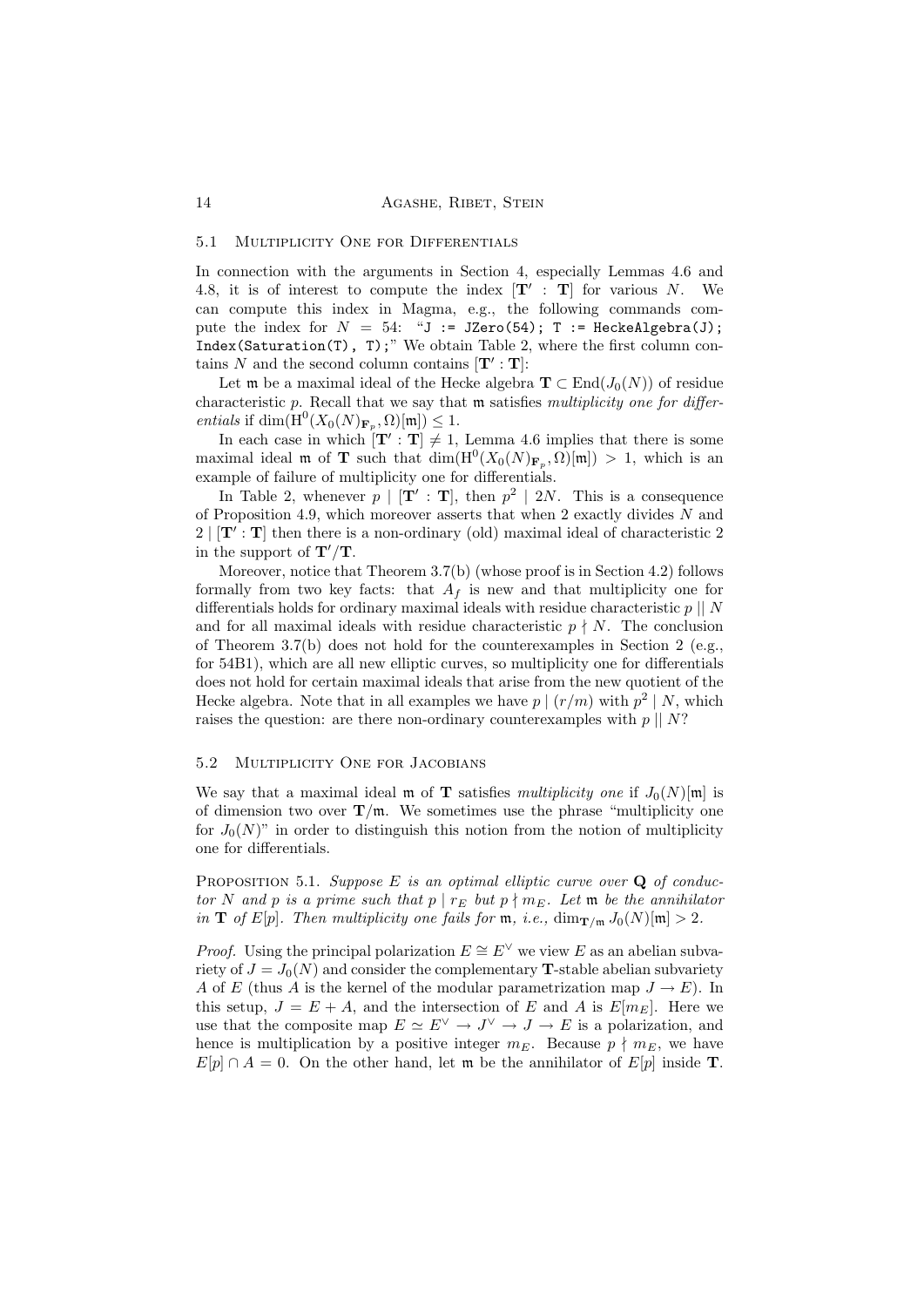### 5.1 Multiplicity One for Differentials

In connection with the arguments in Section 4, especially Lemmas 4.6 and 4.8, it is of interest to compute the index $[\mathbf{T}' : \mathbf{T}]$ for various $N$. We can compute this index in Magma, e.g., the following commands compute the index for $N = 54$: "`J := JZero(54); T := HeckeAlgebra(J); Index(Saturation(T), T);`" We obtain Table 2, where the first column contains $N$ and the second column contains $[\mathbf{T}' : \mathbf{T}]$:

Let $\mathfrak{m}$ be a maximal ideal of the Hecke algebra $\mathbf{T} \subset \mathrm{End}(J_0(N))$ of residue characteristic $p$. Recall that we say that $\mathfrak{m}$ satisfies *multiplicity one for differentials* if $\dim(\mathrm{H}^0(X_0(N)_{\mathbf{F}_p}, \Omega)[\mathfrak{m}]) \leq 1$.

In each case in which $[\mathbf{T}' : \mathbf{T}] \neq 1$, Lemma 4.6 implies that there is some maximal ideal $\mathfrak{m}$ of $\mathbf{T}$ such that $\dim(\mathrm{H}^0(X_0(N)_{\mathbf{F}_p}, \Omega)[\mathfrak{m}]) > 1$, which is an example of failure of multiplicity one for differentials.

In Table 2, whenever $p \mid [\mathbf{T}' : \mathbf{T}]$, then $p^2 \mid 2N$. This is a consequence of Proposition 4.9, which moreover asserts that when 2 exactly divides $N$ and $2 \mid [\mathbf{T}' : \mathbf{T}]$ then there is a non-ordinary (old) maximal ideal of characteristic 2 in the support of $\mathbf{T}'/\mathbf{T}$.

Moreover, notice that Theorem 3.7(b) (whose proof is in Section 4.2) follows formally from two key facts: that $A_f$ is new and that multiplicity one for differentials holds for ordinary maximal ideals with residue characteristic $p \mid\mid N$ and for all maximal ideals with residue characteristic $p \nmid N$. The conclusion of Theorem 3.7(b) does not hold for the counterexamples in Section 2 (e.g., for 54B1), which are all new elliptic curves, so multiplicity one for differentials does not hold for certain maximal ideals that arise from the new quotient of the Hecke algebra. Note that in all examples we have $p \mid (r/m)$ with $p^2 \mid N$, which raises the question: are there non-ordinary counterexamples with $p \mid\mid N$?

### 5.2 Multiplicity One for Jacobians

We say that a maximal ideal $\mathfrak{m}$ of $\mathbf{T}$ satisfies *multiplicity one* if $J_0(N)[\mathfrak{m}]$ is of dimension two over $\mathbf{T}/\mathfrak{m}$. We sometimes use the phrase "multiplicity one for $J_0(N)$" in order to distinguish this notion from the notion of multiplicity one for differentials.

Proposition 5.1. *Suppose $E$ is an optimal elliptic curve over $\mathbf{Q}$ of conductor $N$ and $p$ is a prime such that $p \mid r_E$ but $p \nmid m_E$. Let $\mathfrak{m}$ be the annihilator in $\mathbf{T}$ of $E[p]$. Then multiplicity one fails for $\mathfrak{m}$, i.e., $\dim_{\mathbf{T}/\mathfrak{m}} J_0(N)[\mathfrak{m}] > 2$.*

*Proof.* Using the principal polarization $E \cong E^\vee$ we view $E$ as an abelian subvariety of $J = J_0(N)$ and consider the complementary $\mathbf{T}$-stable abelian subvariety $A$ of $E$ (thus $A$ is the kernel of the modular parametrization map $J \to E$). In this setup, $J = E + A$, and the intersection of $E$ and $A$ is $E[m_E]$. Here we use that the composite map $E \simeq E^\vee \to J^\vee \to J \to E$ is a polarization, and hence is multiplication by a positive integer $m_E$. Because $p \nmid m_E$, we have $E[p] \cap A = 0$. On the other hand, let $\mathfrak{m}$ be the annihilator of $E[p]$ inside $\mathbf{T}$.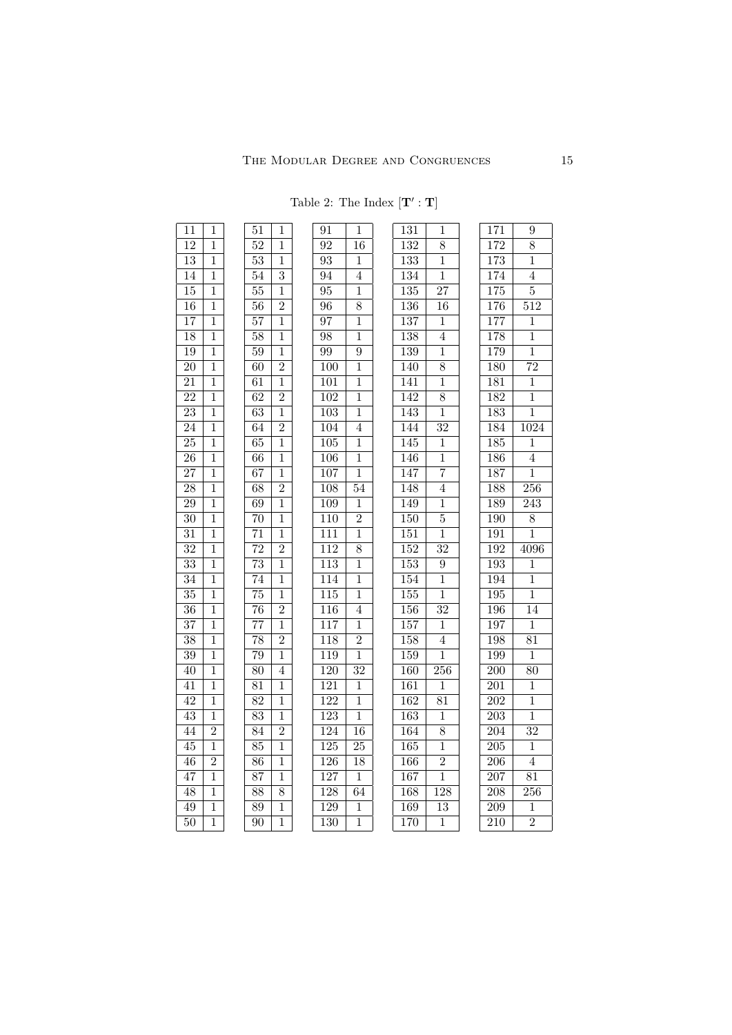Table 2: The Index $[\mathbf{T}' : \mathbf{T}]$

| N | Index | N | Index | N | Index | N | Index | N | Index |
|---|---|---|---|---|---|---|---|---|---|
| 11 | 1 | 51 | 1 | 91 | 1 | 131 | 1 | 171 | 9 |
| 12 | 1 | 52 | 1 | 92 | 16 | 132 | 8 | 172 | 8 |
| 13 | 1 | 53 | 1 | 93 | 1 | 133 | 1 | 173 | 1 |
| 14 | 1 | 54 | 3 | 94 | 4 | 134 | 1 | 174 | 4 |
| 15 | 1 | 55 | 1 | 95 | 1 | 135 | 27 | 175 | 5 |
| 16 | 1 | 56 | 2 | 96 | 8 | 136 | 16 | 176 | 512 |
| 17 | 1 | 57 | 1 | 97 | 1 | 137 | 1 | 177 | 1 |
| 18 | 1 | 58 | 1 | 98 | 1 | 138 | 4 | 178 | 1 |
| 19 | 1 | 59 | 1 | 99 | 9 | 139 | 1 | 179 | 1 |
| 20 | 1 | 60 | 2 | 100 | 1 | 140 | 8 | 180 | 72 |
| 21 | 1 | 61 | 1 | 101 | 1 | 141 | 1 | 181 | 1 |
| 22 | 1 | 62 | 2 | 102 | 1 | 142 | 8 | 182 | 1 |
| 23 | 1 | 63 | 1 | 103 | 1 | 143 | 1 | 183 | 1 |
| 24 | 1 | 64 | 2 | 104 | 4 | 144 | 32 | 184 | 1024 |
| 25 | 1 | 65 | 1 | 105 | 1 | 145 | 1 | 185 | 1 |
| 26 | 1 | 66 | 1 | 106 | 1 | 146 | 1 | 186 | 4 |
| 27 | 1 | 67 | 1 | 107 | 1 | 147 | 7 | 187 | 1 |
| 28 | 1 | 68 | 2 | 108 | 54 | 148 | 4 | 188 | 256 |
| 29 | 1 | 69 | 1 | 109 | 1 | 149 | 1 | 189 | 243 |
| 30 | 1 | 70 | 1 | 110 | 2 | 150 | 5 | 190 | 8 |
| 31 | 1 | 71 | 1 | 111 | 1 | 151 | 1 | 191 | 1 |
| 32 | 1 | 72 | 2 | 112 | 8 | 152 | 32 | 192 | 4096 |
| 33 | 1 | 73 | 1 | 113 | 1 | 153 | 9 | 193 | 1 |
| 34 | 1 | 74 | 1 | 114 | 1 | 154 | 1 | 194 | 1 |
| 35 | 1 | 75 | 1 | 115 | 1 | 155 | 1 | 195 | 1 |
| 36 | 1 | 76 | 2 | 116 | 4 | 156 | 32 | 196 | 14 |
| 37 | 1 | 77 | 1 | 117 | 1 | 157 | 1 | 197 | 1 |
| 38 | 1 | 78 | 2 | 118 | 2 | 158 | 4 | 198 | 81 |
| 39 | 1 | 79 | 1 | 119 | 1 | 159 | 1 | 199 | 1 |
| 40 | 1 | 80 | 4 | 120 | 32 | 160 | 256 | 200 | 80 |
| 41 | 1 | 81 | 1 | 121 | 1 | 161 | 1 | 201 | 1 |
| 42 | 1 | 82 | 1 | 122 | 1 | 162 | 81 | 202 | 1 |
| 43 | 1 | 83 | 1 | 123 | 1 | 163 | 1 | 203 | 1 |
| 44 | 2 | 84 | 2 | 124 | 16 | 164 | 8 | 204 | 32 |
| 45 | 1 | 85 | 1 | 125 | 25 | 165 | 1 | 205 | 1 |
| 46 | 2 | 86 | 1 | 126 | 18 | 166 | 2 | 206 | 4 |
| 47 | 1 | 87 | 1 | 127 | 1 | 167 | 1 | 207 | 81 |
| 48 | 1 | 88 | 8 | 128 | 64 | 168 | 128 | 208 | 256 |
| 49 | 1 | 89 | 1 | 129 | 1 | 169 | 13 | 209 | 1 |
| 50 | 1 | 90 | 1 | 130 | 1 | 170 | 1 | 210 | 2 |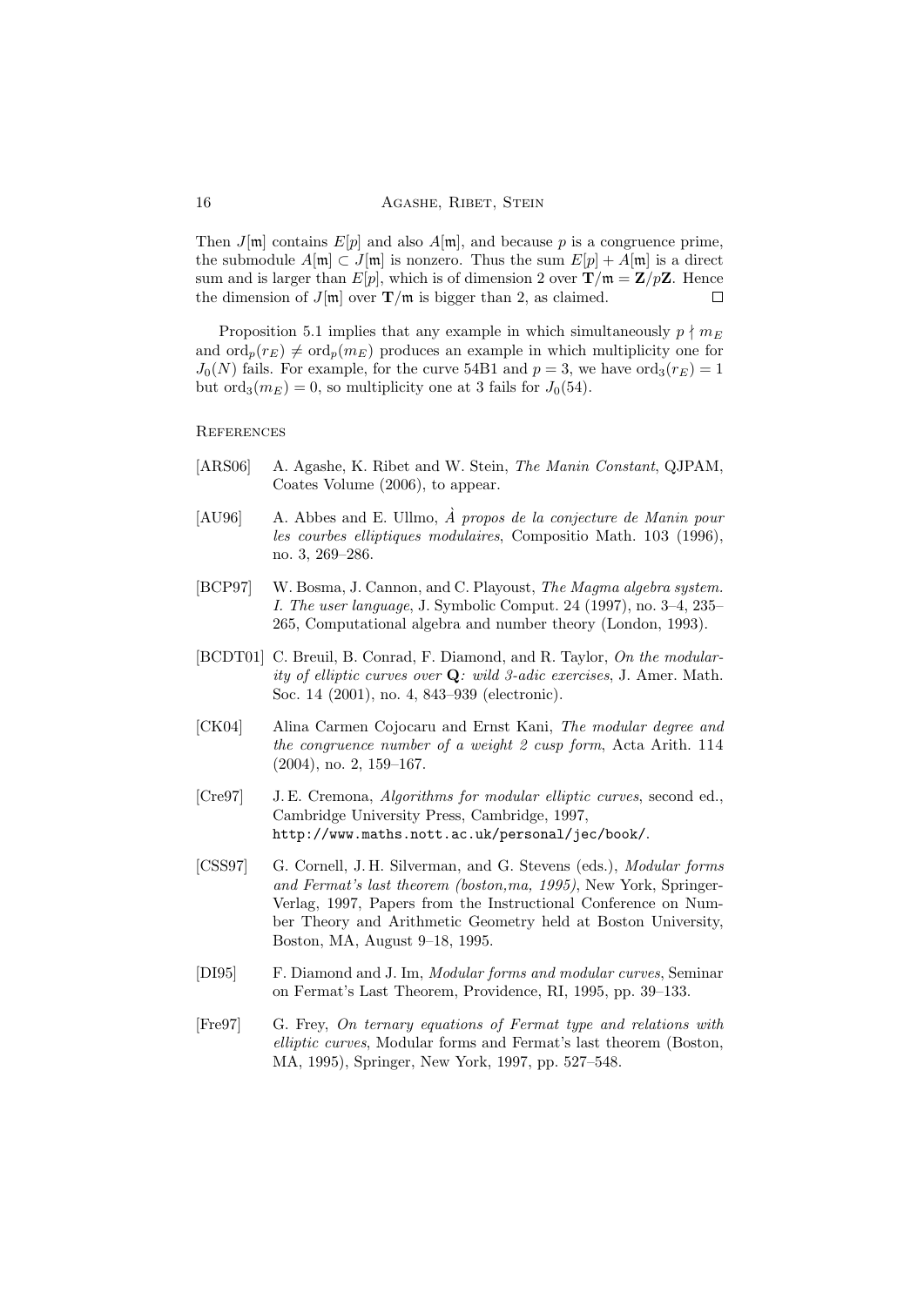Then $J[\mathfrak{m}]$ contains $E[p]$ and also $A[\mathfrak{m}]$, and because $p$ is a congruence prime, the submodule $A[\mathfrak{m}] \subset J[\mathfrak{m}]$ is nonzero. Thus the sum $E[p] + A[\mathfrak{m}]$ is a direct sum and is larger than $E[p]$, which is of dimension 2 over $\mathbf{T}/\mathfrak{m} = \mathbf{Z}/p\mathbf{Z}$. Hence the dimension of $J[\mathfrak{m}]$ over $\mathbf{T}/\mathfrak{m}$ is bigger than 2, as claimed. $\square$

Proposition 5.1 implies that any example in which simultaneously $p \nmid m_E$ and $\mathrm{ord}_p(r_E) \neq \mathrm{ord}_p(m_E)$ produces an example in which multiplicity one for $J_0(N)$ fails. For example, for the curve 54B1 and $p = 3$, we have $\mathrm{ord}_3(r_E) = 1$ but $\mathrm{ord}_3(m_E) = 0$, so multiplicity one at 3 fails for $J_0(54)$.

## References

[ARS06] A. Agashe, K. Ribet and W. Stein, *The Manin Constant*, QJPAM, Coates Volume (2006), to appear.

[AU96] A. Abbes and E. Ullmo, *À propos de la conjecture de Manin pour les courbes elliptiques modulaires*, Compositio Math. 103 (1996), no. 3, 269–286.

[BCP97] W. Bosma, J. Cannon, and C. Playoust, *The Magma algebra system. I. The user language*, J. Symbolic Comput. 24 (1997), no. 3–4, 235–265, Computational algebra and number theory (London, 1993).

[BCDT01] C. Breuil, B. Conrad, F. Diamond, and R. Taylor, *On the modularity of elliptic curves over* $\mathbf{Q}$*: wild 3-adic exercises*, J. Amer. Math. Soc. 14 (2001), no. 4, 843–939 (electronic).

[CK04] Alina Carmen Cojocaru and Ernst Kani, *The modular degree and the congruence number of a weight 2 cusp form*, Acta Arith. 114 (2004), no. 2, 159–167.

[Cre97] J. E. Cremona, *Algorithms for modular elliptic curves*, second ed., Cambridge University Press, Cambridge, 1997, http://www.maths.nott.ac.uk/personal/jec/book/.

[CSS97] G. Cornell, J. H. Silverman, and G. Stevens (eds.), *Modular forms and Fermat's last theorem (boston,ma, 1995)*, New York, Springer-Verlag, 1997, Papers from the Instructional Conference on Number Theory and Arithmetic Geometry held at Boston University, Boston, MA, August 9–18, 1995.

[DI95] F. Diamond and J. Im, *Modular forms and modular curves*, Seminar on Fermat's Last Theorem, Providence, RI, 1995, pp. 39–133.

[Fre97] G. Frey, *On ternary equations of Fermat type and relations with elliptic curves*, Modular forms and Fermat's last theorem (Boston, MA, 1995), Springer, New York, 1997, pp. 527–548.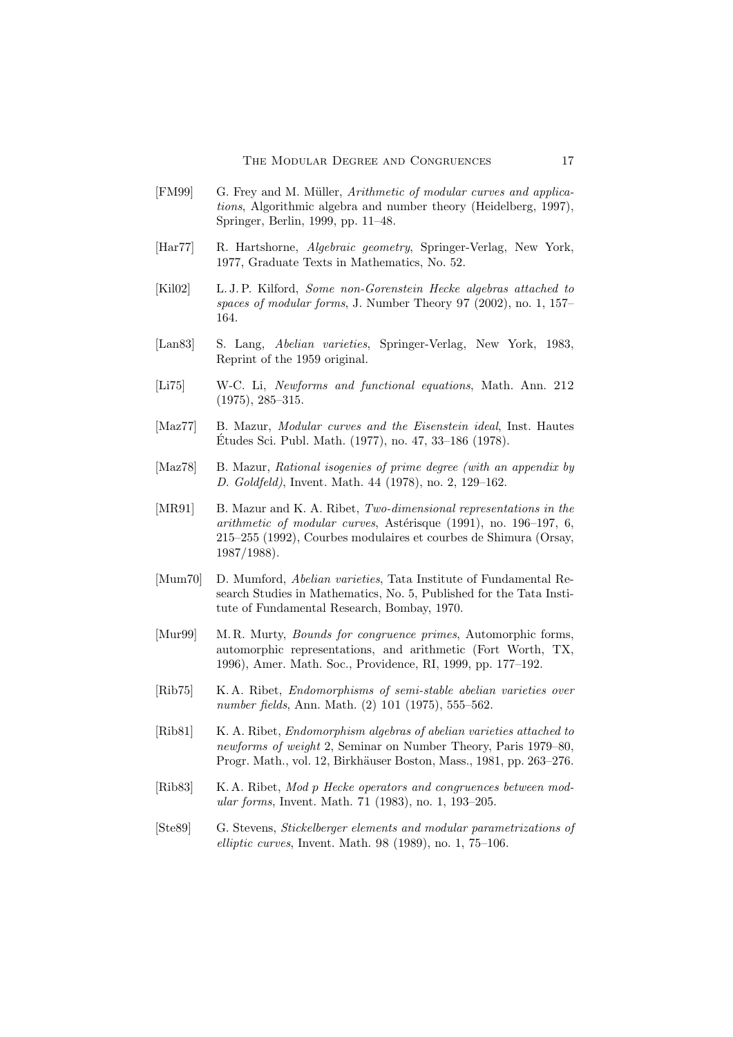[FM99] G. Frey and M. Müller, *Arithmetic of modular curves and applications*, Algorithmic algebra and number theory (Heidelberg, 1997), Springer, Berlin, 1999, pp. 11–48.

[Har77] R. Hartshorne, *Algebraic geometry*, Springer-Verlag, New York, 1977, Graduate Texts in Mathematics, No. 52.

[Kil02] L. J. P. Kilford, *Some non-Gorenstein Hecke algebras attached to spaces of modular forms*, J. Number Theory 97 (2002), no. 1, 157–164.

[Lan83] S. Lang, *Abelian varieties*, Springer-Verlag, New York, 1983, Reprint of the 1959 original.

[Li75] W-C. Li, *Newforms and functional equations*, Math. Ann. 212 (1975), 285–315.

[Maz77] B. Mazur, *Modular curves and the Eisenstein ideal*, Inst. Hautes Études Sci. Publ. Math. (1977), no. 47, 33–186 (1978).

[Maz78] B. Mazur, *Rational isogenies of prime degree (with an appendix by D. Goldfeld)*, Invent. Math. 44 (1978), no. 2, 129–162.

[MR91] B. Mazur and K. A. Ribet, *Two-dimensional representations in the arithmetic of modular curves*, Astérisque (1991), no. 196–197, 6, 215–255 (1992), Courbes modulaires et courbes de Shimura (Orsay, 1987/1988).

[Mum70] D. Mumford, *Abelian varieties*, Tata Institute of Fundamental Research Studies in Mathematics, No. 5, Published for the Tata Institute of Fundamental Research, Bombay, 1970.

[Mur99] M. R. Murty, *Bounds for congruence primes*, Automorphic forms, automorphic representations, and arithmetic (Fort Worth, TX, 1996), Amer. Math. Soc., Providence, RI, 1999, pp. 177–192.

[Rib75] K. A. Ribet, *Endomorphisms of semi-stable abelian varieties over number fields*, Ann. Math. (2) 101 (1975), 555–562.

[Rib81] K. A. Ribet, *Endomorphism algebras of abelian varieties attached to newforms of weight* 2, Seminar on Number Theory, Paris 1979–80, Progr. Math., vol. 12, Birkhäuser Boston, Mass., 1981, pp. 263–276.

[Rib83] K. A. Ribet, *Mod p Hecke operators and congruences between modular forms*, Invent. Math. 71 (1983), no. 1, 193–205.

[Ste89] G. Stevens, *Stickelberger elements and modular parametrizations of elliptic curves*, Invent. Math. 98 (1989), no. 1, 75–106.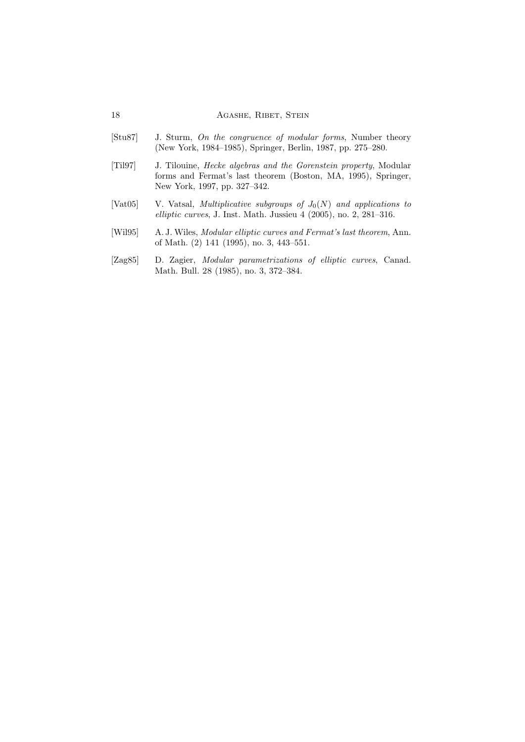[Stu87] J. Sturm, *On the congruence of modular forms*, Number theory (New York, 1984–1985), Springer, Berlin, 1987, pp. 275–280.

[Til97] J. Tilouine, *Hecke algebras and the Gorenstein property*, Modular forms and Fermat's last theorem (Boston, MA, 1995), Springer, New York, 1997, pp. 327–342.

[Vat05] V. Vatsal, *Multiplicative subgroups of $J_0(N)$ and applications to elliptic curves*, J. Inst. Math. Jussieu 4 (2005), no. 2, 281–316.

[Wil95] A. J. Wiles, *Modular elliptic curves and Fermat's last theorem*, Ann. of Math. (2) 141 (1995), no. 3, 443–551.

[Zag85] D. Zagier, *Modular parametrizations of elliptic curves*, Canad. Math. Bull. 28 (1985), no. 3, 372–384.